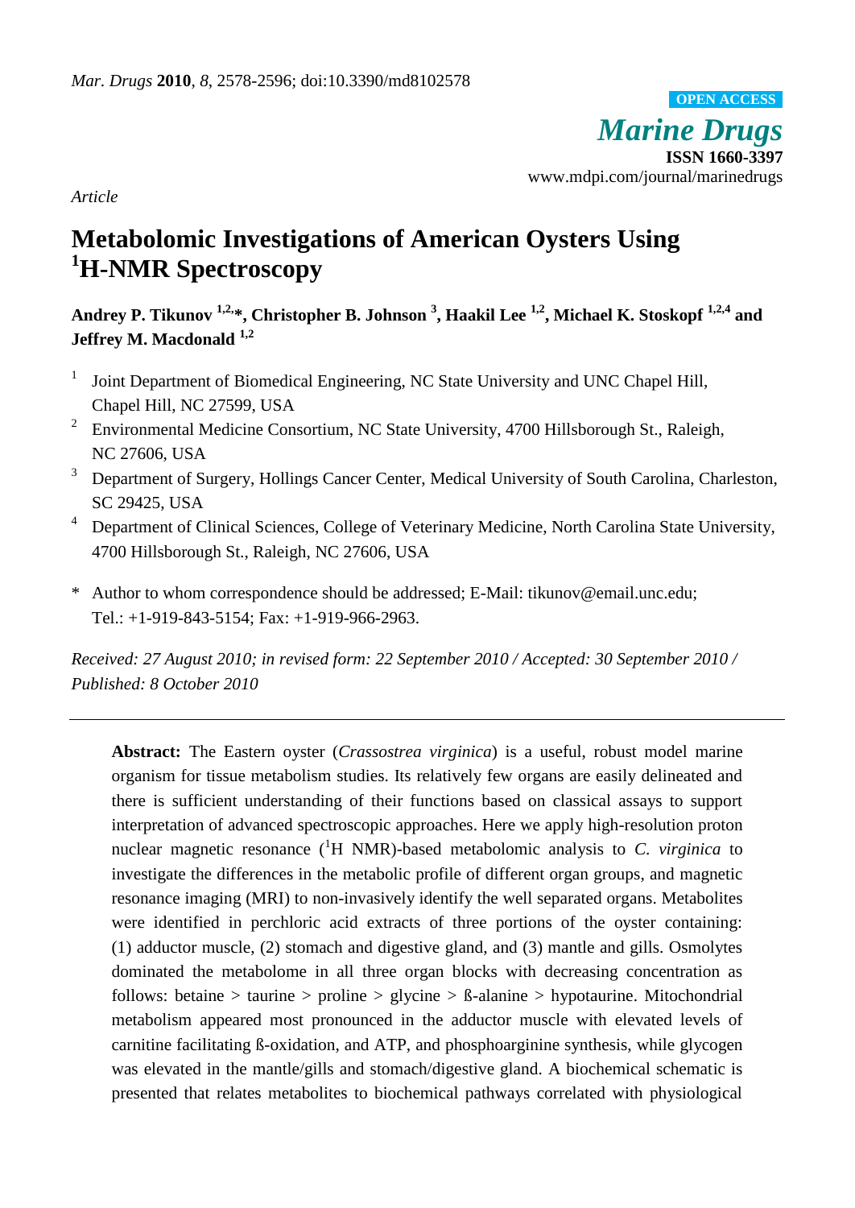*Article*

# Metabolomic Investigations of American Oysters Using $^{1}$H-NMR Spectroscopy

**Andrey P. Tikunov [1,2,*], Christopher B. Johnson [3], Haakil Lee [1,2], Michael K. Stoskopf [1,2,4] and Jeffrey M. Macdonald [1,2]**

1. Joint Department of Biomedical Engineering, NC State University and UNC Chapel Hill, Chapel Hill, NC 27599, USA
2. Environmental Medicine Consortium, NC State University, 4700 Hillsborough St., Raleigh, NC 27606, USA
3. Department of Surgery, Hollings Cancer Center, Medical University of South Carolina, Charleston, SC 29425, USA
4. Department of Clinical Sciences, College of Veterinary Medicine, North Carolina State University, 4700 Hillsborough St., Raleigh, NC 27606, USA

\* Author to whom correspondence should be addressed; E-Mail: tikunov@email.unc.edu; Tel.: +1-919-843-5154; Fax: +1-919-966-2963.

*Received: 27 August 2010; in revised form: 22 September 2010 / Accepted: 30 September 2010 / Published: 8 October 2010*

---

**Abstract:** The Eastern oyster (*Crassostrea virginica*) is a useful, robust model marine organism for tissue metabolism studies. Its relatively few organs are easily delineated and there is sufficient understanding of their functions based on classical assays to support interpretation of advanced spectroscopic approaches. Here we apply high-resolution proton nuclear magnetic resonance ($^{1}$H NMR)-based metabolomic analysis to *C. virginica* to investigate the differences in the metabolic profile of different organ groups, and magnetic resonance imaging (MRI) to non-invasively identify the well separated organs. Metabolites were identified in perchloric acid extracts of three portions of the oyster containing: (1) adductor muscle, (2) stomach and digestive gland, and (3) mantle and gills. Osmolytes dominated the metabolome in all three organ blocks with decreasing concentration as follows: betaine > taurine > proline > glycine > ß-alanine > hypotaurine. Mitochondrial metabolism appeared most pronounced in the adductor muscle with elevated levels of carnitine facilitating ß-oxidation, and ATP, and phosphoarginine synthesis, while glycogen was elevated in the mantle/gills and stomach/digestive gland. A biochemical schematic is presented that relates metabolites to biochemical pathways correlated with physiological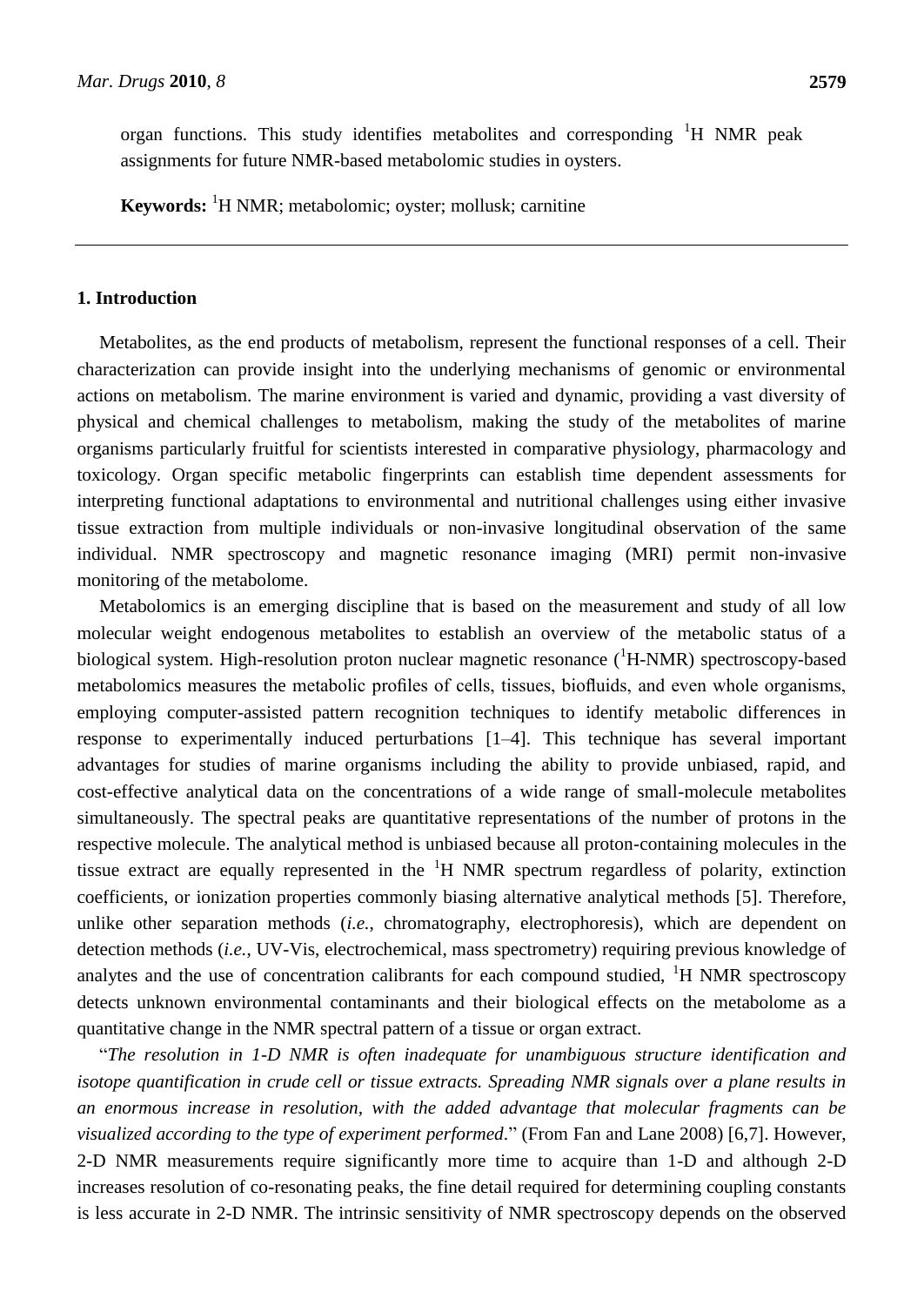organ functions. This study identifies metabolites and corresponding $^{1}$H NMR peak assignments for future NMR-based metabolomic studies in oysters.

**Keywords:** $^{1}$H NMR; metabolomic; oyster; mollusk; carnitine

## 1. Introduction

Metabolites, as the end products of metabolism, represent the functional responses of a cell. Their characterization can provide insight into the underlying mechanisms of genomic or environmental actions on metabolism. The marine environment is varied and dynamic, providing a vast diversity of physical and chemical challenges to metabolism, making the study of the metabolites of marine organisms particularly fruitful for scientists interested in comparative physiology, pharmacology and toxicology. Organ specific metabolic fingerprints can establish time dependent assessments for interpreting functional adaptations to environmental and nutritional challenges using either invasive tissue extraction from multiple individuals or non-invasive longitudinal observation of the same individual. NMR spectroscopy and magnetic resonance imaging (MRI) permit non-invasive monitoring of the metabolome.

Metabolomics is an emerging discipline that is based on the measurement and study of all low molecular weight endogenous metabolites to establish an overview of the metabolic status of a biological system. High-resolution proton nuclear magnetic resonance ($^{1}$H-NMR) spectroscopy-based metabolomics measures the metabolic profiles of cells, tissues, biofluids, and even whole organisms, employing computer-assisted pattern recognition techniques to identify metabolic differences in response to experimentally induced perturbations [1–4]. This technique has several important advantages for studies of marine organisms including the ability to provide unbiased, rapid, and cost-effective analytical data on the concentrations of a wide range of small-molecule metabolites simultaneously. The spectral peaks are quantitative representations of the number of protons in the respective molecule. The analytical method is unbiased because all proton-containing molecules in the tissue extract are equally represented in the $^{1}$H NMR spectrum regardless of polarity, extinction coefficients, or ionization properties commonly biasing alternative analytical methods [5]. Therefore, unlike other separation methods (*i.e.*, chromatography, electrophoresis), which are dependent on detection methods (*i.e.*, UV-Vis, electrochemical, mass spectrometry) requiring previous knowledge of analytes and the use of concentration calibrants for each compound studied, $^{1}$H NMR spectroscopy detects unknown environmental contaminants and their biological effects on the metabolome as a quantitative change in the NMR spectral pattern of a tissue or organ extract.

"*The resolution in 1-D NMR is often inadequate for unambiguous structure identification and isotope quantification in crude cell or tissue extracts. Spreading NMR signals over a plane results in an enormous increase in resolution, with the added advantage that molecular fragments can be visualized according to the type of experiment performed*." (From Fan and Lane 2008) [6,7]. However, 2-D NMR measurements require significantly more time to acquire than 1-D and although 2-D increases resolution of co-resonating peaks, the fine detail required for determining coupling constants is less accurate in 2-D NMR. The intrinsic sensitivity of NMR spectroscopy depends on the observed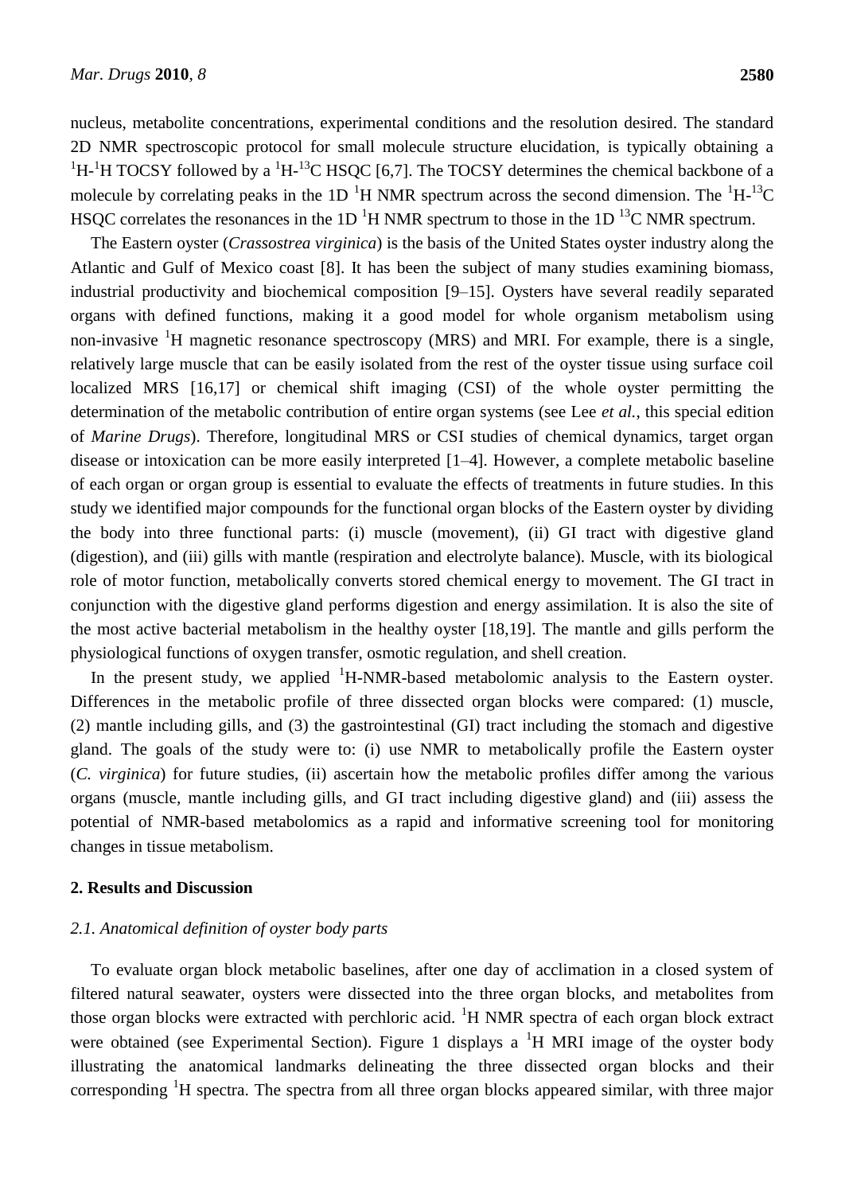nucleus, metabolite concentrations, experimental conditions and the resolution desired. The standard 2D NMR spectroscopic protocol for small molecule structure elucidation, is typically obtaining a $^{1}H$-$^{1}H$ TOCSY followed by a $^{1}H$-$^{13}C$ HSQC [6,7]. The TOCSY determines the chemical backbone of a molecule by correlating peaks in the 1D $^{1}H$ NMR spectrum across the second dimension. The $^{1}H$-$^{13}C$ HSQC correlates the resonances in the 1D $^{1}H$ NMR spectrum to those in the 1D $^{13}C$ NMR spectrum.

The Eastern oyster (*Crassostrea virginica*) is the basis of the United States oyster industry along the Atlantic and Gulf of Mexico coast [8]. It has been the subject of many studies examining biomass, industrial productivity and biochemical composition [9–15]. Oysters have several readily separated organs with defined functions, making it a good model for whole organism metabolism using non-invasive $^{1}H$ magnetic resonance spectroscopy (MRS) and MRI. For example, there is a single, relatively large muscle that can be easily isolated from the rest of the oyster tissue using surface coil localized MRS [16,17] or chemical shift imaging (CSI) of the whole oyster permitting the determination of the metabolic contribution of entire organ systems (see Lee *et al.*, this special edition of *Marine Drugs*). Therefore, longitudinal MRS or CSI studies of chemical dynamics, target organ disease or intoxication can be more easily interpreted [1–4]. However, a complete metabolic baseline of each organ or organ group is essential to evaluate the effects of treatments in future studies. In this study we identified major compounds for the functional organ blocks of the Eastern oyster by dividing the body into three functional parts: (i) muscle (movement), (ii) GI tract with digestive gland (digestion), and (iii) gills with mantle (respiration and electrolyte balance). Muscle, with its biological role of motor function, metabolically converts stored chemical energy to movement. The GI tract in conjunction with the digestive gland performs digestion and energy assimilation. It is also the site of the most active bacterial metabolism in the healthy oyster [18,19]. The mantle and gills perform the physiological functions of oxygen transfer, osmotic regulation, and shell creation.

In the present study, we applied $^{1}H$-NMR-based metabolomic analysis to the Eastern oyster. Differences in the metabolic profile of three dissected organ blocks were compared: (1) muscle, (2) mantle including gills, and (3) the gastrointestinal (GI) tract including the stomach and digestive gland. The goals of the study were to: (i) use NMR to metabolically profile the Eastern oyster (*C. virginica*) for future studies, (ii) ascertain how the metabolic profiles differ among the various organs (muscle, mantle including gills, and GI tract including digestive gland) and (iii) assess the potential of NMR-based metabolomics as a rapid and informative screening tool for monitoring changes in tissue metabolism.

## 2. Results and Discussion

### *2.1. Anatomical definition of oyster body parts*

To evaluate organ block metabolic baselines, after one day of acclimation in a closed system of filtered natural seawater, oysters were dissected into the three organ blocks, and metabolites from those organ blocks were extracted with perchloric acid. $^{1}H$ NMR spectra of each organ block extract were obtained (see Experimental Section). Figure 1 displays a $^{1}H$ MRI image of the oyster body illustrating the anatomical landmarks delineating the three dissected organ blocks and their corresponding $^{1}H$ spectra. The spectra from all three organ blocks appeared similar, with three major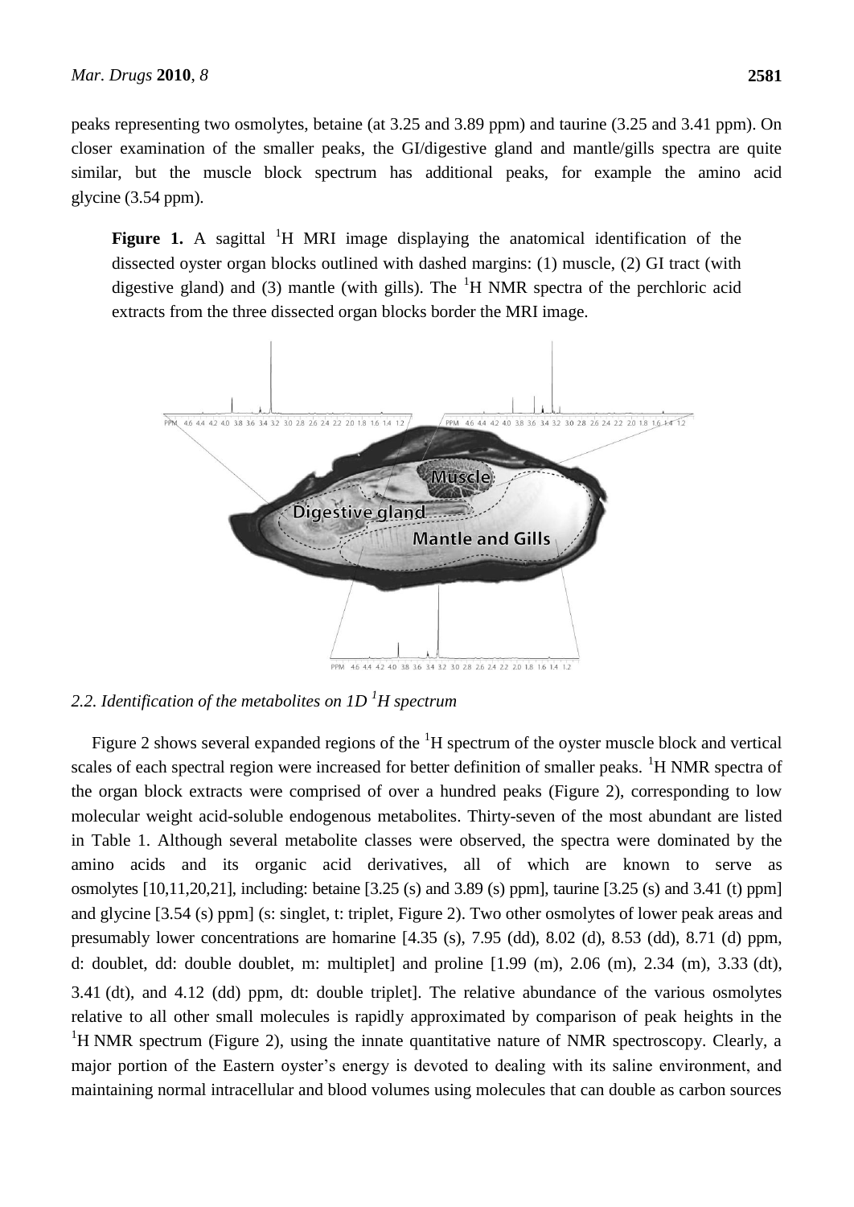peaks representing two osmolytes, betaine (at 3.25 and 3.89 ppm) and taurine (3.25 and 3.41 ppm). On closer examination of the smaller peaks, the GI/digestive gland and mantle/gills spectra are quite similar, but the muscle block spectrum has additional peaks, for example the amino acid glycine (3.54 ppm).

**Figure 1.** A sagittal $^{1}H$ MRI image displaying the anatomical identification of the dissected oyster organ blocks outlined with dashed margins: (1) muscle, (2) GI tract (with digestive gland) and (3) mantle (with gills). The $^{1}H$ NMR spectra of the perchloric acid extracts from the three dissected organ blocks border the MRI image.

### 2.2. Identification of the metabolites on 1D $^{1}H$ spectrum

Figure 2 shows several expanded regions of the $^{1}H$ spectrum of the oyster muscle block and vertical scales of each spectral region were increased for better definition of smaller peaks. $^{1}H$ NMR spectra of the organ block extracts were comprised of over a hundred peaks (Figure 2), corresponding to low molecular weight acid-soluble endogenous metabolites. Thirty-seven of the most abundant are listed in Table 1. Although several metabolite classes were observed, the spectra were dominated by the amino acids and its organic acid derivatives, all of which are known to serve as osmolytes [10,11,20,21], including: betaine [3.25 (s) and 3.89 (s) ppm], taurine [3.25 (s) and 3.41 (t) ppm] and glycine [3.54 (s) ppm] (s: singlet, t: triplet, Figure 2). Two other osmolytes of lower peak areas and presumably lower concentrations are homarine [4.35 (s), 7.95 (dd), 8.02 (d), 8.53 (dd), 8.71 (d) ppm, d: doublet, dd: double doublet, m: multiplet] and proline [1.99 (m), 2.06 (m), 2.34 (m), 3.33 (dt), 3.41 (dt), and 4.12 (dd) ppm, dt: double triplet]. The relative abundance of the various osmolytes relative to all other small molecules is rapidly approximated by comparison of peak heights in the $^{1}H$ NMR spectrum (Figure 2), using the innate quantitative nature of NMR spectroscopy. Clearly, a major portion of the Eastern oyster's energy is devoted to dealing with its saline environment, and maintaining normal intracellular and blood volumes using molecules that can double as carbon sources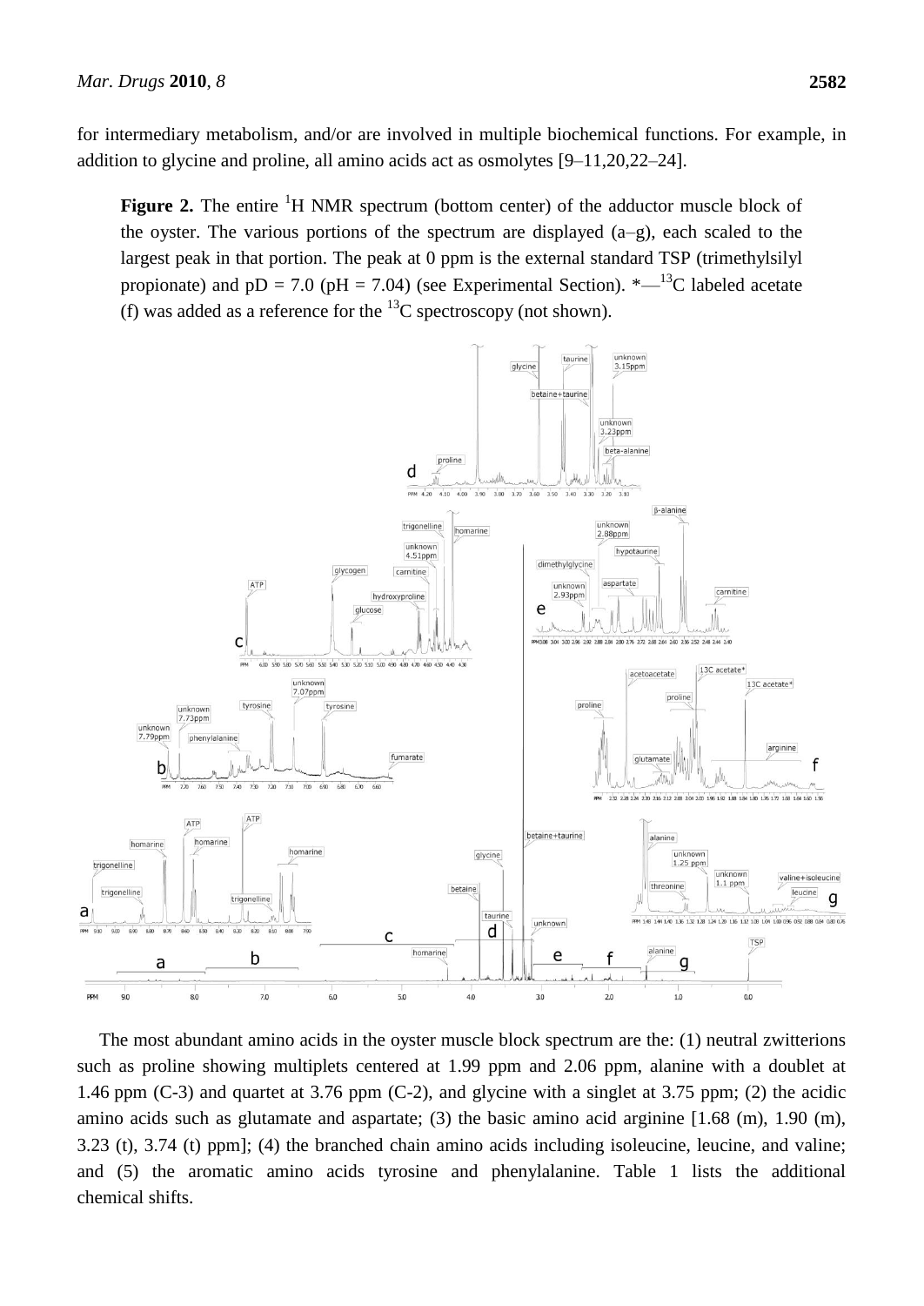for intermediary metabolism, and/or are involved in multiple biochemical functions. For example, in addition to glycine and proline, all amino acids act as osmolytes [9–11,20,22–24].

**Figure 2.** The entire $^{1}H$ NMR spectrum (bottom center) of the adductor muscle block of the oyster. The various portions of the spectrum are displayed (a–g), each scaled to the largest peak in that portion. The peak at 0 ppm is the external standard TSP (trimethylsilyl propionate) and pD = 7.0 (pH = 7.04) (see Experimental Section). *—$^{13}C$ labeled acetate (f) was added as a reference for the $^{13}C$ spectroscopy (not shown).

The most abundant amino acids in the oyster muscle block spectrum are the: (1) neutral zwitterions such as proline showing multiplets centered at 1.99 ppm and 2.06 ppm, alanine with a doublet at 1.46 ppm (C-3) and quartet at 3.76 ppm (C-2), and glycine with a singlet at 3.75 ppm; (2) the acidic amino acids such as glutamate and aspartate; (3) the basic amino acid arginine [1.68 (m), 1.90 (m), 3.23 (t), 3.74 (t) ppm]; (4) the branched chain amino acids including isoleucine, leucine, and valine; and (5) the aromatic amino acids tyrosine and phenylalanine. Table 1 lists the additional chemical shifts.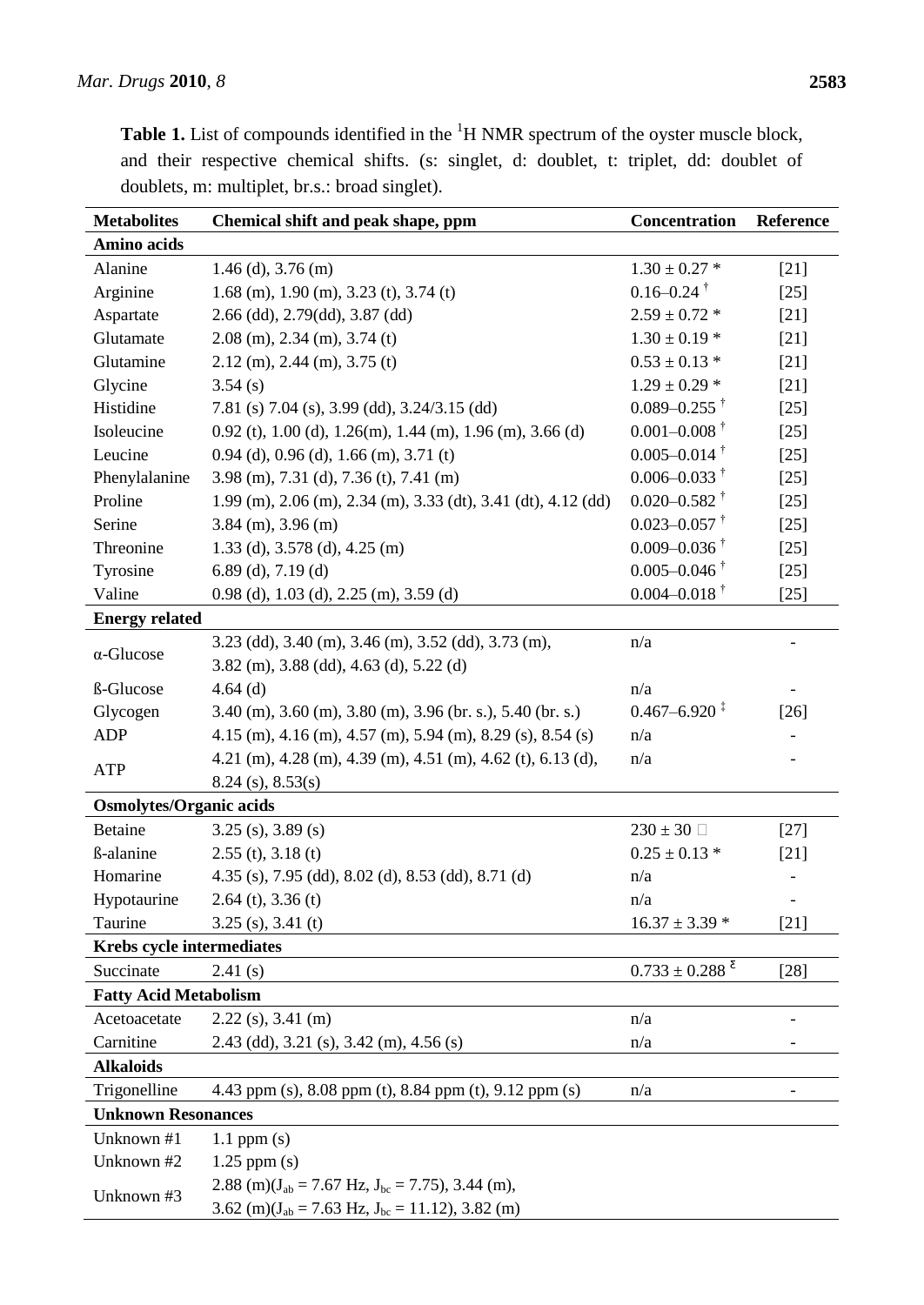**Table 1.** List of compounds identified in the $^1$H NMR spectrum of the oyster muscle block, and their respective chemical shifts. (s: singlet, d: doublet, t: triplet, dd: doublet of doublets, m: multiplet, br.s.: broad singlet).

| Metabolites | Chemical shift and peak shape, ppm | Concentration | Reference |
|---|---|---|---|
| **Amino acids** | | | |
| Alanine | 1.46 (d), 3.76 (m) | 1.30 ± 0.27 * | [21] |
| Arginine | 1.68 (m), 1.90 (m), 3.23 (t), 3.74 (t) | 0.16–0.24 † | [25] |
| Aspartate | 2.66 (dd), 2.79(dd), 3.87 (dd) | 2.59 ± 0.72 * | [21] |
| Glutamate | 2.08 (m), 2.34 (m), 3.74 (t) | 1.30 ± 0.19 * | [21] |
| Glutamine | 2.12 (m), 2.44 (m), 3.75 (t) | 0.53 ± 0.13 * | [21] |
| Glycine | 3.54 (s) | 1.29 ± 0.29 * | [21] |
| Histidine | 7.81 (s) 7.04 (s), 3.99 (dd), 3.24/3.15 (dd) | 0.089–0.255 † | [25] |
| Isoleucine | 0.92 (t), 1.00 (d), 1.26(m), 1.44 (m), 1.96 (m), 3.66 (d) | 0.001–0.008 † | [25] |
| Leucine | 0.94 (d), 0.96 (d), 1.66 (m), 3.71 (t) | 0.005–0.014 † | [25] |
| Phenylalanine | 3.98 (m), 7.31 (d), 7.36 (t), 7.41 (m) | 0.006–0.033 † | [25] |
| Proline | 1.99 (m), 2.06 (m), 2.34 (m), 3.33 (dt), 3.41 (dt), 4.12 (dd) | 0.020–0.582 † | [25] |
| Serine | 3.84 (m), 3.96 (m) | 0.023–0.057 † | [25] |
| Threonine | 1.33 (d), 3.578 (d), 4.25 (m) | 0.009–0.036 † | [25] |
| Tyrosine | 6.89 (d), 7.19 (d) | 0.005–0.046 † | [25] |
| Valine | 0.98 (d), 1.03 (d), 2.25 (m), 3.59 (d) | 0.004–0.018 † | [25] |
| **Energy related** | | | |
| α-Glucose | 3.23 (dd), 3.40 (m), 3.46 (m), 3.52 (dd), 3.73 (m), 3.82 (m), 3.88 (dd), 4.63 (d), 5.22 (d) | n/a | - |
| ß-Glucose | 4.64 (d) | n/a | - |
| Glycogen | 3.40 (m), 3.60 (m), 3.80 (m), 3.96 (br. s.), 5.40 (br. s.) | 0.467–6.920 ‡ | [26] |
| ADP | 4.15 (m), 4.16 (m), 4.57 (m), 5.94 (m), 8.29 (s), 8.54 (s) | n/a | - |
| ATP | 4.21 (m), 4.28 (m), 4.39 (m), 4.51 (m), 4.62 (t), 6.13 (d), 8.24 (s), 8.53(s) | n/a | - |
| **Osmolytes/Organic acids** | | | |
| Betaine | 3.25 (s), 3.89 (s) | 230 ± 30 □ | [27] |
| ß-alanine | 2.55 (t), 3.18 (t) | 0.25 ± 0.13 * | [21] |
| Homarine | 4.35 (s), 7.95 (dd), 8.02 (d), 8.53 (dd), 8.71 (d) | n/a | - |
| Hypotaurine | 2.64 (t), 3.36 (t) | n/a | - |
| Taurine | 3.25 (s), 3.41 (t) | 16.37 ± 3.39 * | [21] |
| **Krebs cycle intermediates** | | | |
| Succinate | 2.41 (s) | 0.733 ± 0.288 ᵋ | [28] |
| **Fatty Acid Metabolism** | | | |
| Acetoacetate | 2.22 (s), 3.41 (m) | n/a | - |
| Carnitine | 2.43 (dd), 3.21 (s), 3.42 (m), 4.56 (s) | n/a | - |
| **Alkaloids** | | | |
| Trigonelline | 4.43 ppm (s), 8.08 ppm (t), 8.84 ppm (t), 9.12 ppm (s) | n/a | - |
| **Unknown Resonances** | | | |
| Unknown #1 | 1.1 ppm (s) | | |
| Unknown #2 | 1.25 ppm (s) | | |
| Unknown #3 | 2.88 (m)($J_{ab}$ = 7.67 Hz, $J_{bc}$ = 7.75), 3.44 (m), 3.62 (m)($J_{ab}$ = 7.63 Hz, $J_{bc}$ = 11.12), 3.82 (m) | | |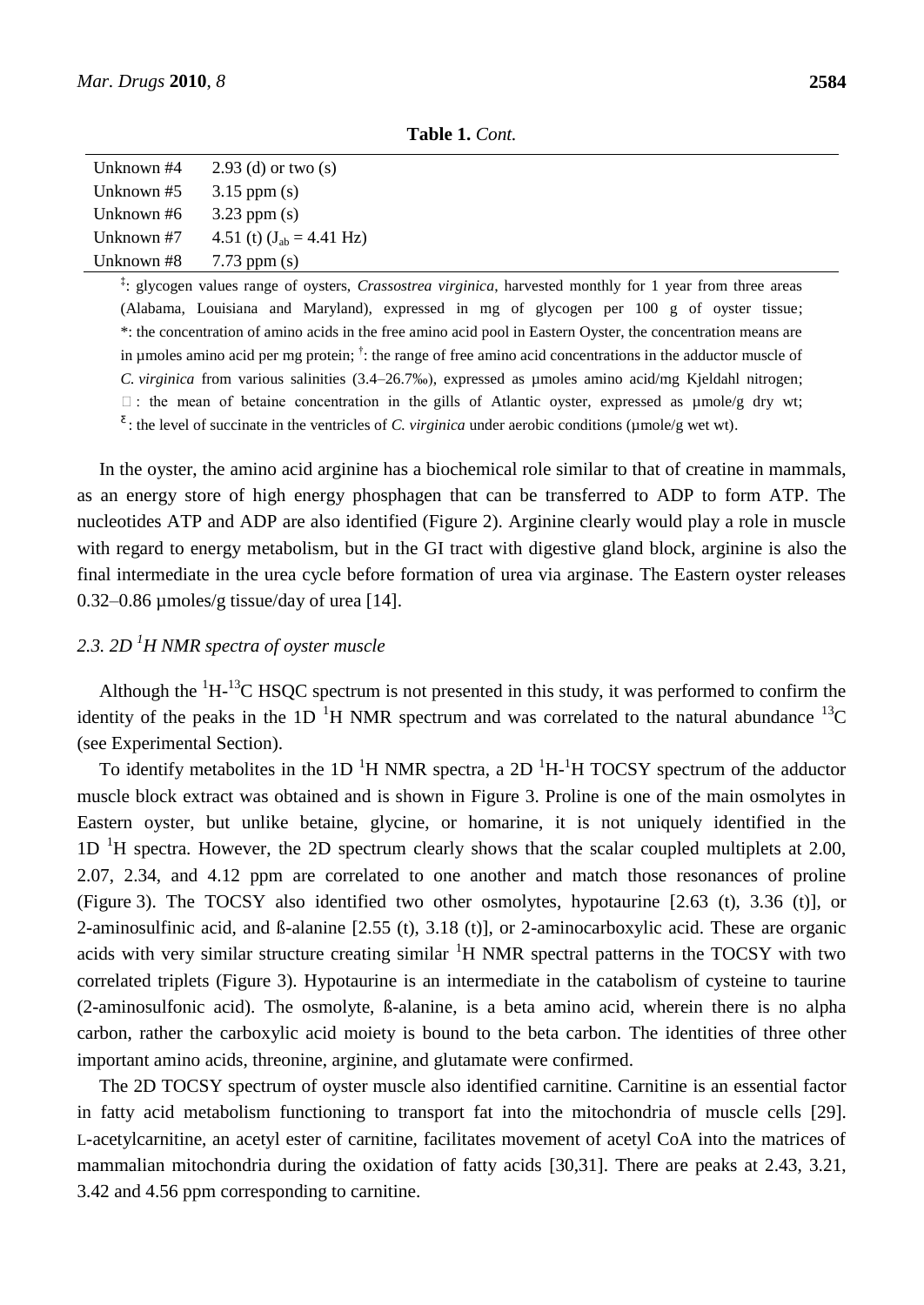**Table 1.** *Cont.*

| | |
|---|---|
| Unknown #4 | 2.93 (d) or two (s) |
| Unknown #5 | 3.15 ppm (s) |
| Unknown #6 | 3.23 ppm (s) |
| Unknown #7 | 4.51 (t) ($J_{ab}$ = 4.41 Hz) |
| Unknown #8 | 7.73 ppm (s) |

‡: glycogen values range of oysters, *Crassostrea virginica*, harvested monthly for 1 year from three areas (Alabama, Louisiana and Maryland), expressed in mg of glycogen per 100 g of oyster tissue; *: the concentration of amino acids in the free amino acid pool in Eastern Oyster, the concentration means are in µmoles amino acid per mg protein; †: the range of free amino acid concentrations in the adductor muscle of *C. virginica* from various salinities (3.4–26.7‰), expressed as µmoles amino acid/mg Kjeldahl nitrogen; □: the mean of betaine concentration in the gills of Atlantic oyster, expressed as µmole/g dry wt; ᵋ: the level of succinate in the ventricles of *C. virginica* under aerobic conditions (µmole/g wet wt).

In the oyster, the amino acid arginine has a biochemical role similar to that of creatine in mammals, as an energy store of high energy phosphagen that can be transferred to ADP to form ATP. The nucleotides ATP and ADP are also identified (Figure 2). Arginine clearly would play a role in muscle with regard to energy metabolism, but in the GI tract with digestive gland block, arginine is also the final intermediate in the urea cycle before formation of urea via arginase. The Eastern oyster releases 0.32–0.86 µmoles/g tissue/day of urea [14].

### *2.3. 2D $^{1}H$ NMR spectra of oyster muscle*

Although the $^{1}H$-$^{13}C$ HSQC spectrum is not presented in this study, it was performed to confirm the identity of the peaks in the 1D $^{1}H$ NMR spectrum and was correlated to the natural abundance $^{13}C$ (see Experimental Section).

To identify metabolites in the 1D $^{1}H$ NMR spectra, a 2D $^{1}H$-$^{1}H$ TOCSY spectrum of the adductor muscle block extract was obtained and is shown in Figure 3. Proline is one of the main osmolytes in Eastern oyster, but unlike betaine, glycine, or homarine, it is not uniquely identified in the 1D $^{1}H$ spectra. However, the 2D spectrum clearly shows that the scalar coupled multiplets at 2.00, 2.07, 2.34, and 4.12 ppm are correlated to one another and match those resonances of proline (Figure 3). The TOCSY also identified two other osmolytes, hypotaurine [2.63 (t), 3.36 (t)], or 2-aminosulfinic acid, and ß-alanine [2.55 (t), 3.18 (t)], or 2-aminocarboxylic acid. These are organic acids with very similar structure creating similar $^{1}H$ NMR spectral patterns in the TOCSY with two correlated triplets (Figure 3). Hypotaurine is an intermediate in the catabolism of cysteine to taurine (2-aminosulfonic acid). The osmolyte, ß-alanine, is a beta amino acid, wherein there is no alpha carbon, rather the carboxylic acid moiety is bound to the beta carbon. The identities of three other important amino acids, threonine, arginine, and glutamate were confirmed.

The 2D TOCSY spectrum of oyster muscle also identified carnitine. Carnitine is an essential factor in fatty acid metabolism functioning to transport fat into the mitochondria of muscle cells [29]. L-acetylcarnitine, an acetyl ester of carnitine, facilitates movement of acetyl CoA into the matrices of mammalian mitochondria during the oxidation of fatty acids [30,31]. There are peaks at 2.43, 3.21, 3.42 and 4.56 ppm corresponding to carnitine.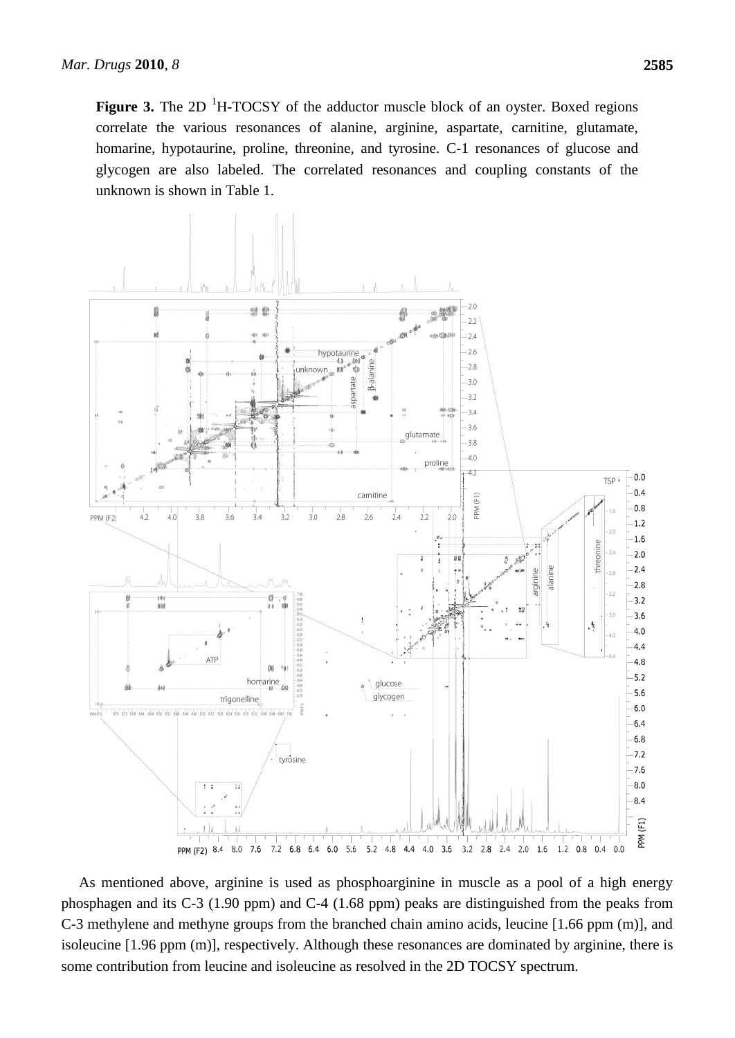**Figure 3.** The 2D [1]H-TOCSY of the adductor muscle block of an oyster. Boxed regions correlate the various resonances of alanine, arginine, aspartate, carnitine, glutamate, homarine, hypotaurine, proline, threonine, and tyrosine. C-1 resonances of glucose and glycogen are also labeled. The correlated resonances and coupling constants of the unknown is shown in Table 1.

As mentioned above, arginine is used as phosphoarginine in muscle as a pool of a high energy phosphagen and its C-3 (1.90 ppm) and C-4 (1.68 ppm) peaks are distinguished from the peaks from C-3 methylene and methyne groups from the branched chain amino acids, leucine [1.66 ppm (m)], and isoleucine [1.96 ppm (m)], respectively. Although these resonances are dominated by arginine, there is some contribution from leucine and isoleucine as resolved in the 2D TOCSY spectrum.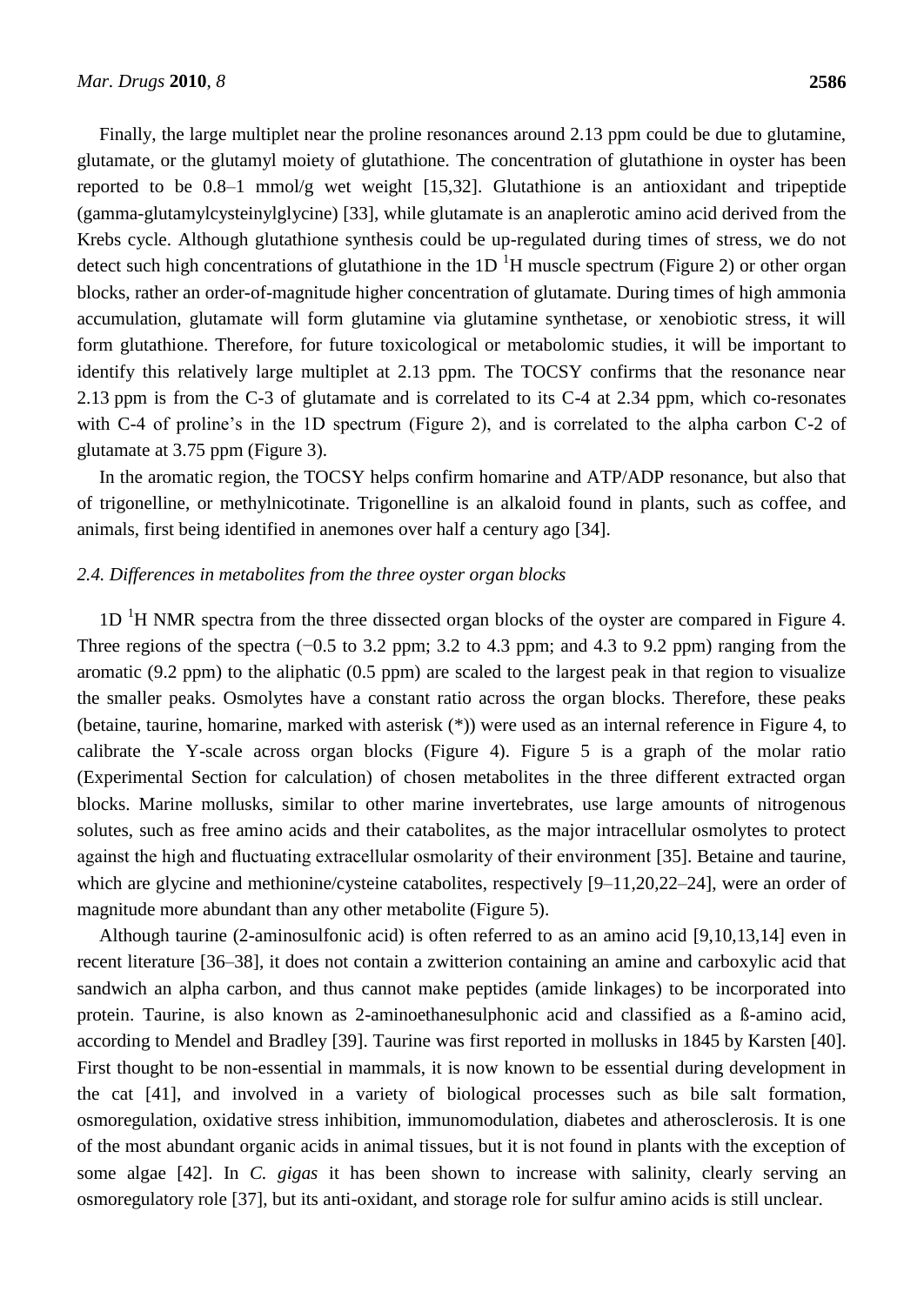Finally, the large multiplet near the proline resonances around 2.13 ppm could be due to glutamine, glutamate, or the glutamyl moiety of glutathione. The concentration of glutathione in oyster has been reported to be 0.8–1 mmol/g wet weight [15,32]. Glutathione is an antioxidant and tripeptide (gamma-glutamylcysteinylglycine) [33], while glutamate is an anaplerotic amino acid derived from the Krebs cycle. Although glutathione synthesis could be up-regulated during times of stress, we do not detect such high concentrations of glutathione in the 1D $^{1}$H muscle spectrum (Figure 2) or other organ blocks, rather an order-of-magnitude higher concentration of glutamate. During times of high ammonia accumulation, glutamate will form glutamine via glutamine synthetase, or xenobiotic stress, it will form glutathione. Therefore, for future toxicological or metabolomic studies, it will be important to identify this relatively large multiplet at 2.13 ppm. The TOCSY confirms that the resonance near 2.13 ppm is from the C-3 of glutamate and is correlated to its C-4 at 2.34 ppm, which co-resonates with C-4 of proline's in the 1D spectrum (Figure 2), and is correlated to the alpha carbon C-2 of glutamate at 3.75 ppm (Figure 3).

In the aromatic region, the TOCSY helps confirm homarine and ATP/ADP resonance, but also that of trigonelline, or methylnicotinate. Trigonelline is an alkaloid found in plants, such as coffee, and animals, first being identified in anemones over half a century ago [34].

### *2.4. Differences in metabolites from the three oyster organ blocks*

1D $^{1}$H NMR spectra from the three dissected organ blocks of the oyster are compared in Figure 4. Three regions of the spectra (−0.5 to 3.2 ppm; 3.2 to 4.3 ppm; and 4.3 to 9.2 ppm) ranging from the aromatic (9.2 ppm) to the aliphatic (0.5 ppm) are scaled to the largest peak in that region to visualize the smaller peaks. Osmolytes have a constant ratio across the organ blocks. Therefore, these peaks (betaine, taurine, homarine, marked with asterisk (*)) were used as an internal reference in Figure 4, to calibrate the Y-scale across organ blocks (Figure 4). Figure 5 is a graph of the molar ratio (Experimental Section for calculation) of chosen metabolites in the three different extracted organ blocks. Marine mollusks, similar to other marine invertebrates, use large amounts of nitrogenous solutes, such as free amino acids and their catabolites, as the major intracellular osmolytes to protect against the high and fluctuating extracellular osmolarity of their environment [35]. Betaine and taurine, which are glycine and methionine/cysteine catabolites, respectively [9–11,20,22–24], were an order of magnitude more abundant than any other metabolite (Figure 5).

Although taurine (2-aminosulfonic acid) is often referred to as an amino acid [9,10,13,14] even in recent literature [36–38], it does not contain a zwitterion containing an amine and carboxylic acid that sandwich an alpha carbon, and thus cannot make peptides (amide linkages) to be incorporated into protein. Taurine, is also known as 2-aminoethanesulphonic acid and classified as a ß-amino acid, according to Mendel and Bradley [39]. Taurine was first reported in mollusks in 1845 by Karsten [40]. First thought to be non-essential in mammals, it is now known to be essential during development in the cat [41], and involved in a variety of biological processes such as bile salt formation, osmoregulation, oxidative stress inhibition, immunomodulation, diabetes and atherosclerosis. It is one of the most abundant organic acids in animal tissues, but it is not found in plants with the exception of some algae [42]. In *C. gigas* it has been shown to increase with salinity, clearly serving an osmoregulatory role [37], but its anti-oxidant, and storage role for sulfur amino acids is still unclear.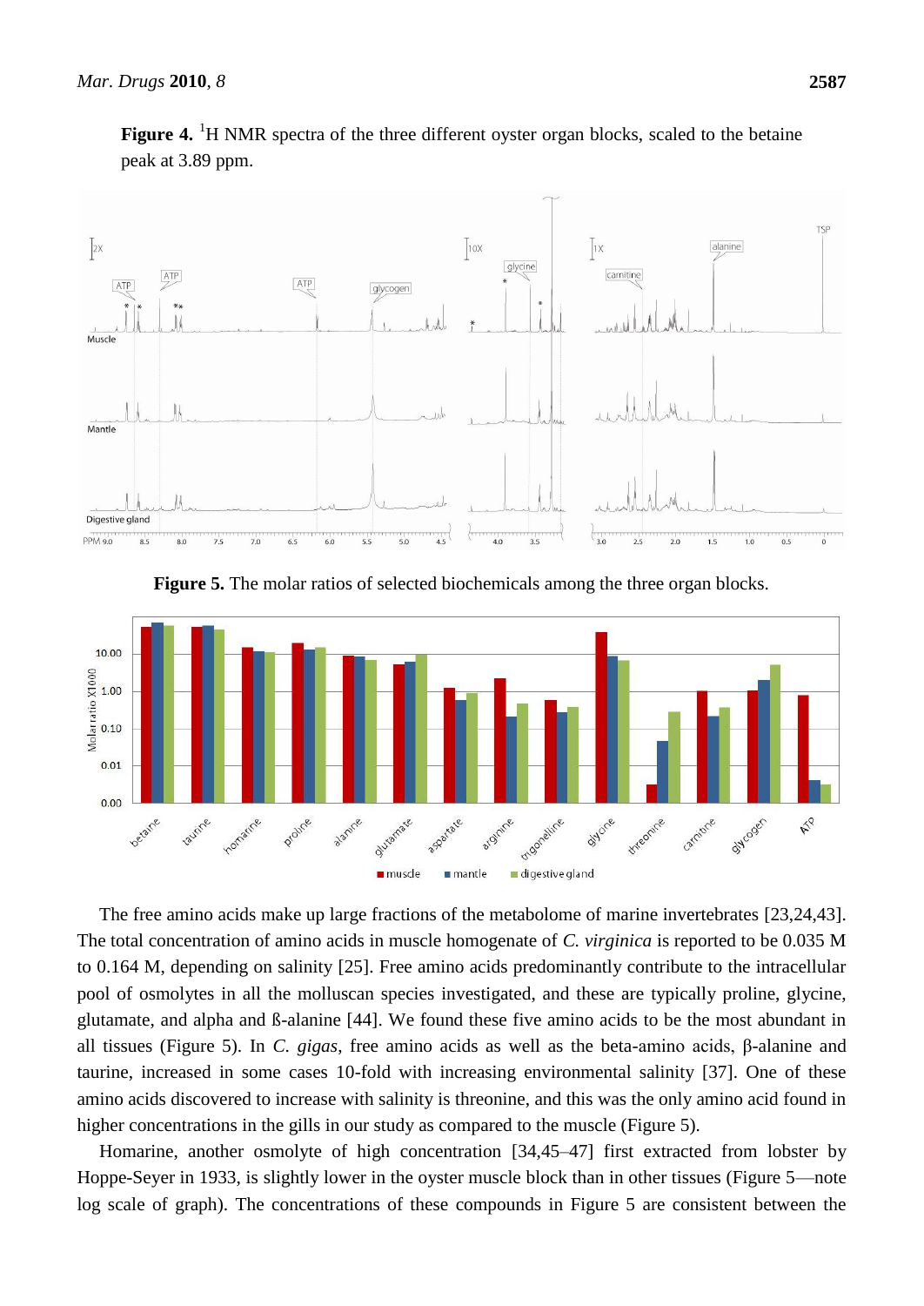**Figure 4.** [1]H NMR spectra of the three different oyster organ blocks, scaled to the betaine peak at 3.89 ppm.

**Figure 5.** The molar ratios of selected biochemicals among the three organ blocks.

The free amino acids make up large fractions of the metabolome of marine invertebrates [23,24,43]. The total concentration of amino acids in muscle homogenate of *C. virginica* is reported to be 0.035 M to 0.164 M, depending on salinity [25]. Free amino acids predominantly contribute to the intracellular pool of osmolytes in all the molluscan species investigated, and these are typically proline, glycine, glutamate, and alpha and ß-alanine [44]. We found these five amino acids to be the most abundant in all tissues (Figure 5). In *C. gigas*, free amino acids as well as the beta-amino acids, β-alanine and taurine, increased in some cases 10-fold with increasing environmental salinity [37]. One of these amino acids discovered to increase with salinity is threonine, and this was the only amino acid found in higher concentrations in the gills in our study as compared to the muscle (Figure 5).

Homarine, another osmolyte of high concentration [34,45–47] first extracted from lobster by Hoppe-Seyer in 1933, is slightly lower in the oyster muscle block than in other tissues (Figure 5—note log scale of graph). The concentrations of these compounds in Figure 5 are consistent between the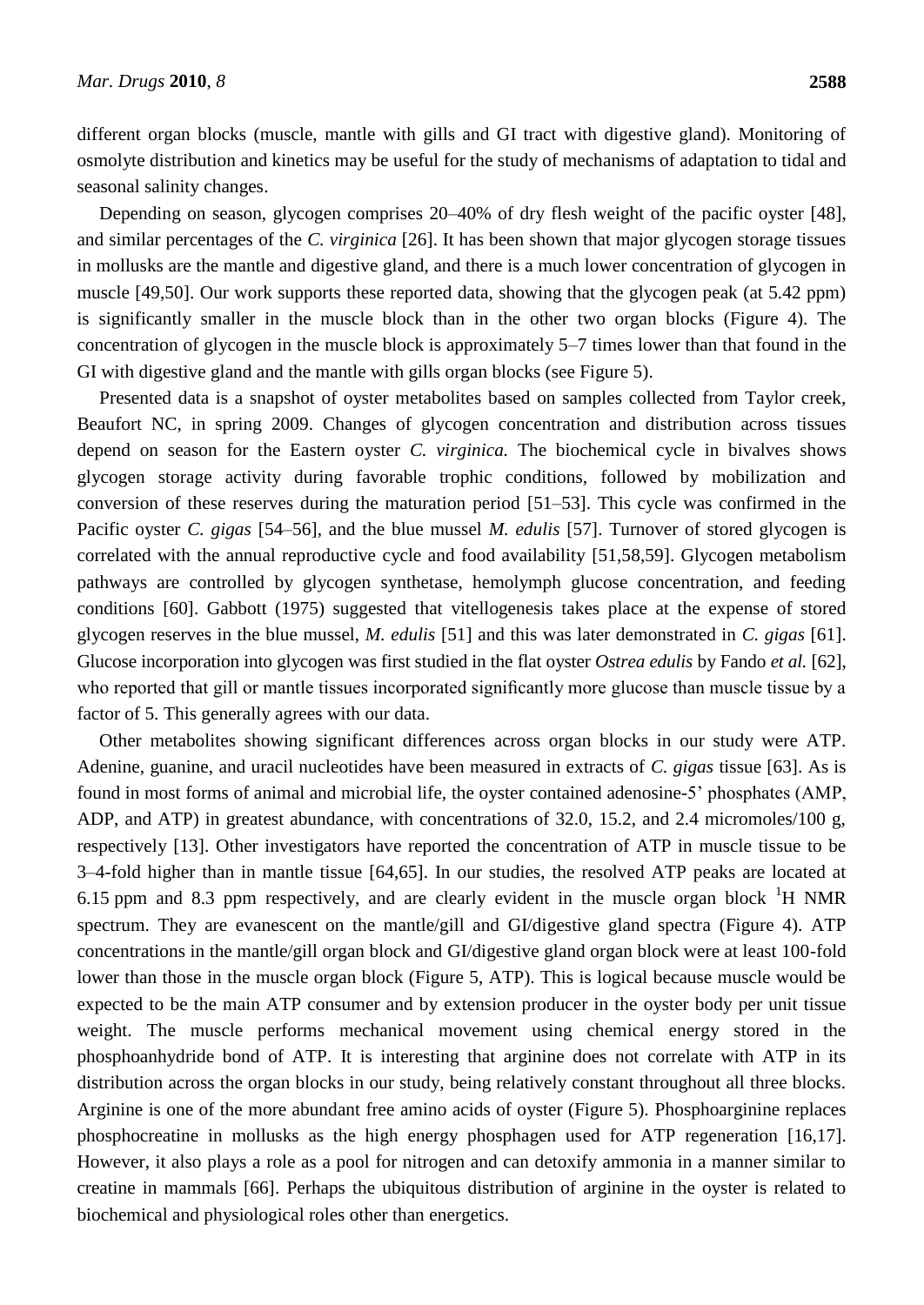different organ blocks (muscle, mantle with gills and GI tract with digestive gland). Monitoring of osmolyte distribution and kinetics may be useful for the study of mechanisms of adaptation to tidal and seasonal salinity changes.

Depending on season, glycogen comprises 20–40% of dry flesh weight of the pacific oyster [48], and similar percentages of the *C. virginica* [26]. It has been shown that major glycogen storage tissues in mollusks are the mantle and digestive gland, and there is a much lower concentration of glycogen in muscle [49,50]. Our work supports these reported data, showing that the glycogen peak (at 5.42 ppm) is significantly smaller in the muscle block than in the other two organ blocks (Figure 4). The concentration of glycogen in the muscle block is approximately 5–7 times lower than that found in the GI with digestive gland and the mantle with gills organ blocks (see Figure 5).

Presented data is a snapshot of oyster metabolites based on samples collected from Taylor creek, Beaufort NC, in spring 2009. Changes of glycogen concentration and distribution across tissues depend on season for the Eastern oyster *C. virginica.* The biochemical cycle in bivalves shows glycogen storage activity during favorable trophic conditions, followed by mobilization and conversion of these reserves during the maturation period [51–53]. This cycle was confirmed in the Pacific oyster *C. gigas* [54–56], and the blue mussel *M. edulis* [57]. Turnover of stored glycogen is correlated with the annual reproductive cycle and food availability [51,58,59]. Glycogen metabolism pathways are controlled by glycogen synthetase, hemolymph glucose concentration, and feeding conditions [60]. Gabbott (1975) suggested that vitellogenesis takes place at the expense of stored glycogen reserves in the blue mussel, *M. edulis* [51] and this was later demonstrated in *C. gigas* [61]. Glucose incorporation into glycogen was first studied in the flat oyster *Ostrea edulis* by Fando *et al.* [62], who reported that gill or mantle tissues incorporated significantly more glucose than muscle tissue by a factor of 5. This generally agrees with our data.

Other metabolites showing significant differences across organ blocks in our study were ATP. Adenine, guanine, and uracil nucleotides have been measured in extracts of *C. gigas* tissue [63]. As is found in most forms of animal and microbial life, the oyster contained adenosine-5' phosphates (AMP, ADP, and ATP) in greatest abundance, with concentrations of 32.0, 15.2, and 2.4 micromoles/100 g, respectively [13]. Other investigators have reported the concentration of ATP in muscle tissue to be 3–4-fold higher than in mantle tissue [64,65]. In our studies, the resolved ATP peaks are located at 6.15 ppm and 8.3 ppm respectively, and are clearly evident in the muscle organ block $^{1}$H NMR spectrum. They are evanescent on the mantle/gill and GI/digestive gland spectra (Figure 4). ATP concentrations in the mantle/gill organ block and GI/digestive gland organ block were at least 100-fold lower than those in the muscle organ block (Figure 5, ATP). This is logical because muscle would be expected to be the main ATP consumer and by extension producer in the oyster body per unit tissue weight. The muscle performs mechanical movement using chemical energy stored in the phosphoanhydride bond of ATP. It is interesting that arginine does not correlate with ATP in its distribution across the organ blocks in our study, being relatively constant throughout all three blocks. Arginine is one of the more abundant free amino acids of oyster (Figure 5). Phosphoarginine replaces phosphocreatine in mollusks as the high energy phosphagen used for ATP regeneration [16,17]. However, it also plays a role as a pool for nitrogen and can detoxify ammonia in a manner similar to creatine in mammals [66]. Perhaps the ubiquitous distribution of arginine in the oyster is related to biochemical and physiological roles other than energetics.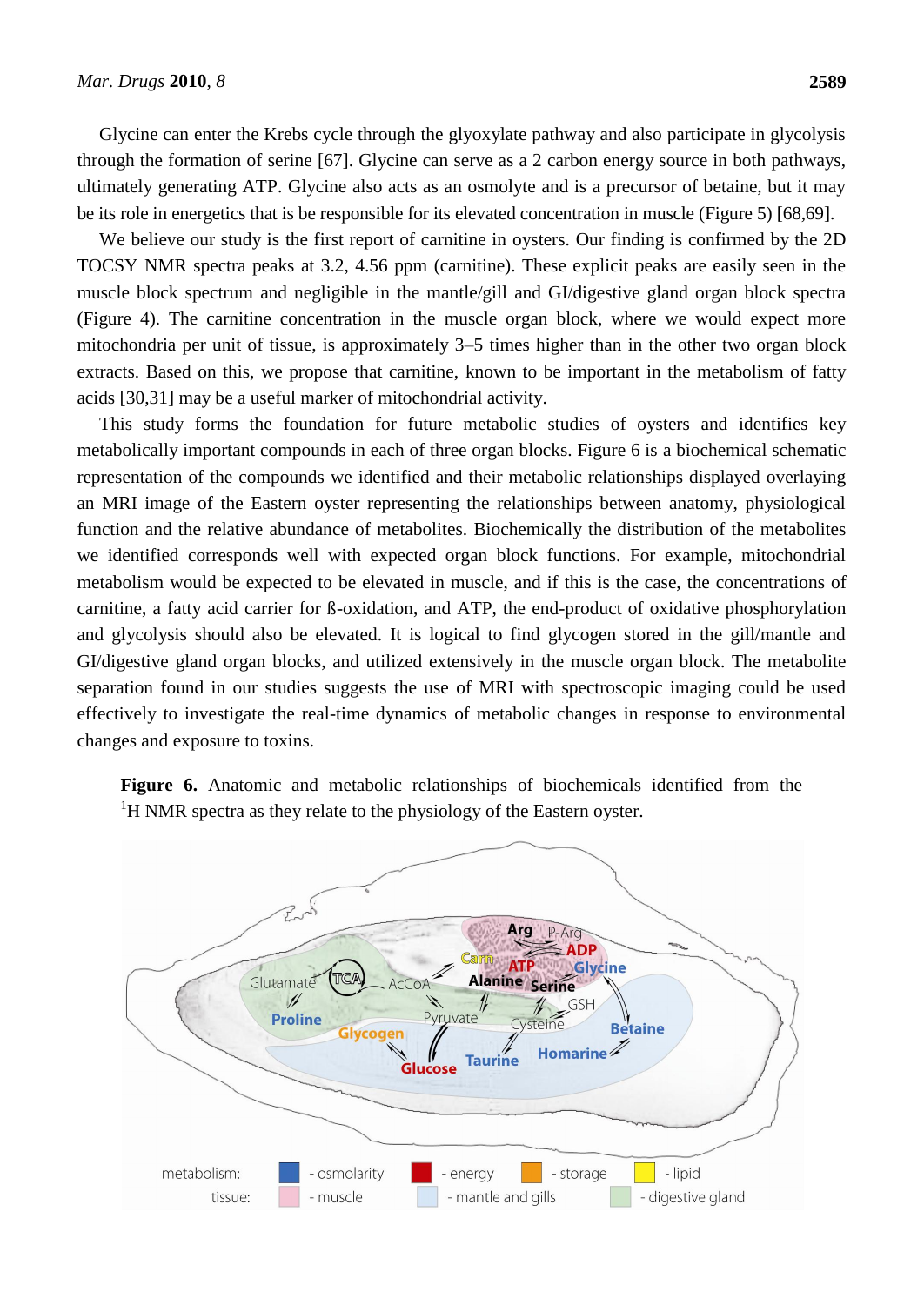Glycine can enter the Krebs cycle through the glyoxylate pathway and also participate in glycolysis through the formation of serine [67]. Glycine can serve as a 2 carbon energy source in both pathways, ultimately generating ATP. Glycine also acts as an osmolyte and is a precursor of betaine, but it may be its role in energetics that is be responsible for its elevated concentration in muscle (Figure 5) [68,69].

We believe our study is the first report of carnitine in oysters. Our finding is confirmed by the 2D TOCSY NMR spectra peaks at 3.2, 4.56 ppm (carnitine). These explicit peaks are easily seen in the muscle block spectrum and negligible in the mantle/gill and GI/digestive gland organ block spectra (Figure 4). The carnitine concentration in the muscle organ block, where we would expect more mitochondria per unit of tissue, is approximately 3–5 times higher than in the other two organ block extracts. Based on this, we propose that carnitine, known to be important in the metabolism of fatty acids [30,31] may be a useful marker of mitochondrial activity.

This study forms the foundation for future metabolic studies of oysters and identifies key metabolically important compounds in each of three organ blocks. Figure 6 is a biochemical schematic representation of the compounds we identified and their metabolic relationships displayed overlaying an MRI image of the Eastern oyster representing the relationships between anatomy, physiological function and the relative abundance of metabolites. Biochemically the distribution of the metabolites we identified corresponds well with expected organ block functions. For example, mitochondrial metabolism would be expected to be elevated in muscle, and if this is the case, the concentrations of carnitine, a fatty acid carrier for ß-oxidation, and ATP, the end-product of oxidative phosphorylation and glycolysis should also be elevated. It is logical to find glycogen stored in the gill/mantle and GI/digestive gland organ blocks, and utilized extensively in the muscle organ block. The metabolite separation found in our studies suggests the use of MRI with spectroscopic imaging could be used effectively to investigate the real-time dynamics of metabolic changes in response to environmental changes and exposure to toxins.

**Figure 6.** Anatomic and metabolic relationships of biochemicals identified from the [1]H NMR spectra as they relate to the physiology of the Eastern oyster.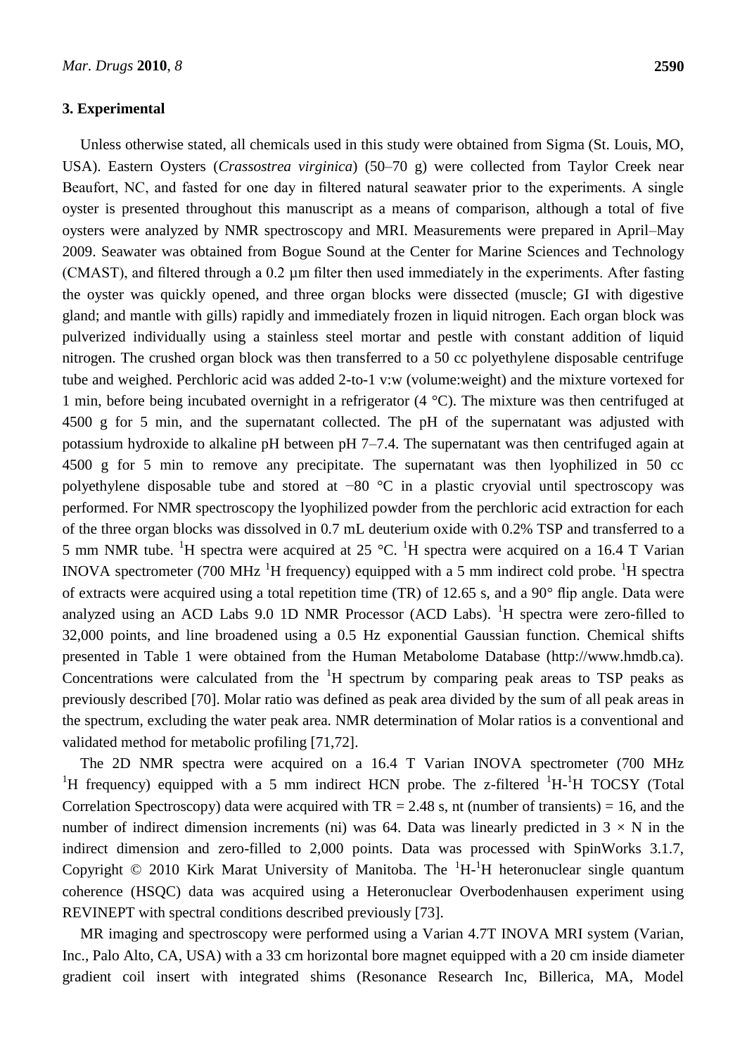## 3. Experimental

Unless otherwise stated, all chemicals used in this study were obtained from Sigma (St. Louis, MO, USA). Eastern Oysters (*Crassostrea virginica*) (50–70 g) were collected from Taylor Creek near Beaufort, NC, and fasted for one day in filtered natural seawater prior to the experiments. A single oyster is presented throughout this manuscript as a means of comparison, although a total of five oysters were analyzed by NMR spectroscopy and MRI. Measurements were prepared in April–May 2009. Seawater was obtained from Bogue Sound at the Center for Marine Sciences and Technology (CMAST), and filtered through a 0.2 µm filter then used immediately in the experiments. After fasting the oyster was quickly opened, and three organ blocks were dissected (muscle; GI with digestive gland; and mantle with gills) rapidly and immediately frozen in liquid nitrogen. Each organ block was pulverized individually using a stainless steel mortar and pestle with constant addition of liquid nitrogen. The crushed organ block was then transferred to a 50 cc polyethylene disposable centrifuge tube and weighed. Perchloric acid was added 2-to-1 v:w (volume:weight) and the mixture vortexed for 1 min, before being incubated overnight in a refrigerator (4 °C). The mixture was then centrifuged at 4500 g for 5 min, and the supernatant collected. The pH of the supernatant was adjusted with potassium hydroxide to alkaline pH between pH 7–7.4. The supernatant was then centrifuged again at 4500 g for 5 min to remove any precipitate. The supernatant was then lyophilized in 50 cc polyethylene disposable tube and stored at −80 °C in a plastic cryovial until spectroscopy was performed. For NMR spectroscopy the lyophilized powder from the perchloric acid extraction for each of the three organ blocks was dissolved in 0.7 mL deuterium oxide with 0.2% TSP and transferred to a 5 mm NMR tube. $^{1}$H spectra were acquired at 25 °C. $^{1}$H spectra were acquired on a 16.4 T Varian INOVA spectrometer (700 MHz $^{1}$H frequency) equipped with a 5 mm indirect cold probe. $^{1}$H spectra of extracts were acquired using a total repetition time (TR) of 12.65 s, and a 90° flip angle. Data were analyzed using an ACD Labs 9.0 1D NMR Processor (ACD Labs). $^{1}$H spectra were zero-filled to 32,000 points, and line broadened using a 0.5 Hz exponential Gaussian function. Chemical shifts presented in Table 1 were obtained from the Human Metabolome Database (http://www.hmdb.ca). Concentrations were calculated from the $^{1}$H spectrum by comparing peak areas to TSP peaks as previously described [70]. Molar ratio was defined as peak area divided by the sum of all peak areas in the spectrum, excluding the water peak area. NMR determination of Molar ratios is a conventional and validated method for metabolic profiling [71,72].

The 2D NMR spectra were acquired on a 16.4 T Varian INOVA spectrometer (700 MHz $^{1}$H frequency) equipped with a 5 mm indirect HCN probe. The z-filtered $^{1}$H-$^{1}$H TOCSY (Total Correlation Spectroscopy) data were acquired with TR = 2.48 s, nt (number of transients) = 16, and the number of indirect dimension increments (ni) was 64. Data was linearly predicted in $3 \times N$ in the indirect dimension and zero-filled to 2,000 points. Data was processed with SpinWorks 3.1.7, Copyright © 2010 Kirk Marat University of Manitoba. The $^{1}$H-$^{1}$H heteronuclear single quantum coherence (HSQC) data was acquired using a Heteronuclear Overbodenhausen experiment using REVINEPT with spectral conditions described previously [73].

MR imaging and spectroscopy were performed using a Varian 4.7T INOVA MRI system (Varian, Inc., Palo Alto, CA, USA) with a 33 cm horizontal bore magnet equipped with a 20 cm inside diameter gradient coil insert with integrated shims (Resonance Research Inc, Billerica, MA, Model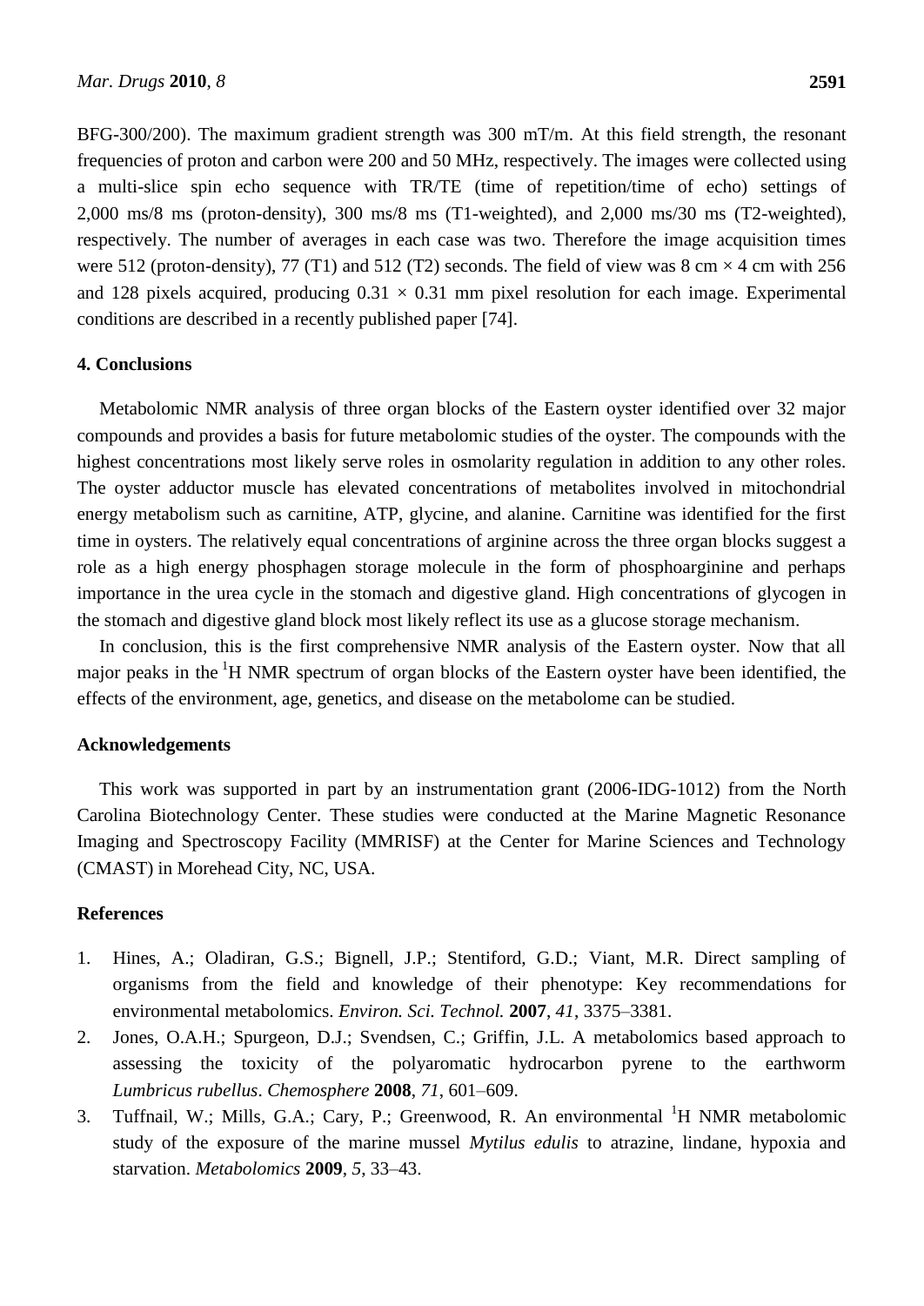BFG-300/200). The maximum gradient strength was 300 mT/m. At this field strength, the resonant frequencies of proton and carbon were 200 and 50 MHz, respectively. The images were collected using a multi-slice spin echo sequence with TR/TE (time of repetition/time of echo) settings of 2,000 ms/8 ms (proton-density), 300 ms/8 ms (T1-weighted), and 2,000 ms/30 ms (T2-weighted), respectively. The number of averages in each case was two. Therefore the image acquisition times were 512 (proton-density), 77 (T1) and 512 (T2) seconds. The field of view was 8 cm × 4 cm with 256 and 128 pixels acquired, producing 0.31 × 0.31 mm pixel resolution for each image. Experimental conditions are described in a recently published paper [74].

## 4. Conclusions

Metabolomic NMR analysis of three organ blocks of the Eastern oyster identified over 32 major compounds and provides a basis for future metabolomic studies of the oyster. The compounds with the highest concentrations most likely serve roles in osmolarity regulation in addition to any other roles. The oyster adductor muscle has elevated concentrations of metabolites involved in mitochondrial energy metabolism such as carnitine, ATP, glycine, and alanine. Carnitine was identified for the first time in oysters. The relatively equal concentrations of arginine across the three organ blocks suggest a role as a high energy phosphagen storage molecule in the form of phosphoarginine and perhaps importance in the urea cycle in the stomach and digestive gland. High concentrations of glycogen in the stomach and digestive gland block most likely reflect its use as a glucose storage mechanism.

In conclusion, this is the first comprehensive NMR analysis of the Eastern oyster. Now that all major peaks in the $^1$H NMR spectrum of organ blocks of the Eastern oyster have been identified, the effects of the environment, age, genetics, and disease on the metabolome can be studied.

## Acknowledgements

This work was supported in part by an instrumentation grant (2006-IDG-1012) from the North Carolina Biotechnology Center. These studies were conducted at the Marine Magnetic Resonance Imaging and Spectroscopy Facility (MMRISF) at the Center for Marine Sciences and Technology (CMAST) in Morehead City, NC, USA.

## References

1. Hines, A.; Oladiran, G.S.; Bignell, J.P.; Stentiford, G.D.; Viant, M.R. Direct sampling of organisms from the field and knowledge of their phenotype: Key recommendations for environmental metabolomics. *Environ. Sci. Technol.* **2007**, *41*, 3375–3381.
2. Jones, O.A.H.; Spurgeon, D.J.; Svendsen, C.; Griffin, J.L. A metabolomics based approach to assessing the toxicity of the polyaromatic hydrocarbon pyrene to the earthworm *Lumbricus rubellus*. *Chemosphere* **2008**, *71*, 601–609.
3. Tuffnail, W.; Mills, G.A.; Cary, P.; Greenwood, R. An environmental $^1$H NMR metabolomic study of the exposure of the marine mussel *Mytilus edulis* to atrazine, lindane, hypoxia and starvation. *Metabolomics* **2009**, *5*, 33–43.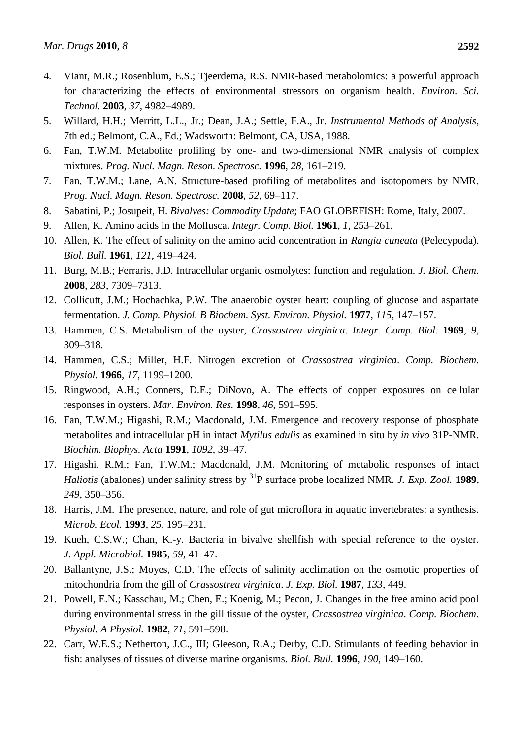4. Viant, M.R.; Rosenblum, E.S.; Tjeerdema, R.S. NMR-based metabolomics: a powerful approach for characterizing the effects of environmental stressors on organism health. *Environ. Sci. Technol.* **2003**, *37*, 4982–4989.
5. Willard, H.H.; Merritt, L.L., Jr.; Dean, J.A.; Settle, F.A., Jr. *Instrumental Methods of Analysis*, 7th ed.; Belmont, C.A., Ed.; Wadsworth: Belmont, CA, USA, 1988.
6. Fan, T.W.M. Metabolite profiling by one- and two-dimensional NMR analysis of complex mixtures. *Prog. Nucl. Magn. Reson. Spectrosc.* **1996**, *28*, 161–219.
7. Fan, T.W.M.; Lane, A.N. Structure-based profiling of metabolites and isotopomers by NMR. *Prog. Nucl. Magn. Reson. Spectrosc.* **2008**, *52*, 69–117.
8. Sabatini, P.; Josupeit, H. *Bivalves: Commodity Update*; FAO GLOBEFISH: Rome, Italy, 2007.
9. Allen, K. Amino acids in the Mollusca. *Integr. Comp. Biol.* **1961**, *1*, 253–261.
10. Allen, K. The effect of salinity on the amino acid concentration in *Rangia cuneata* (Pelecypoda). *Biol. Bull.* **1961**, *121*, 419–424.
11. Burg, M.B.; Ferraris, J.D. Intracellular organic osmolytes: function and regulation. *J. Biol. Chem.* **2008**, *283*, 7309–7313.
12. Collicutt, J.M.; Hochachka, P.W. The anaerobic oyster heart: coupling of glucose and aspartate fermentation. *J. Comp. Physiol. B Biochem. Syst. Environ. Physiol.* **1977**, *115*, 147–157.
13. Hammen, C.S. Metabolism of the oyster, *Crassostrea virginica*. *Integr. Comp. Biol.* **1969**, *9*, 309–318.
14. Hammen, C.S.; Miller, H.F. Nitrogen excretion of *Crassostrea virginica*. *Comp. Biochem. Physiol.* **1966**, *17*, 1199–1200.
15. Ringwood, A.H.; Conners, D.E.; DiNovo, A. The effects of copper exposures on cellular responses in oysters. *Mar. Environ. Res.* **1998**, *46*, 591–595.
16. Fan, T.W.M.; Higashi, R.M.; Macdonald, J.M. Emergence and recovery response of phosphate metabolites and intracellular pH in intact *Mytilus edulis* as examined in situ by *in vivo* 31P-NMR. *Biochim. Biophys. Acta* **1991**, *1092*, 39–47.
17. Higashi, R.M.; Fan, T.W.M.; Macdonald, J.M. Monitoring of metabolic responses of intact *Haliotis* (abalones) under salinity stress by $^{31}$P surface probe localized NMR. *J. Exp. Zool.* **1989**, *249*, 350–356.
18. Harris, J.M. The presence, nature, and role of gut microflora in aquatic invertebrates: a synthesis. *Microb. Ecol.* **1993**, *25*, 195–231.
19. Kueh, C.S.W.; Chan, K.-y. Bacteria in bivalve shellfish with special reference to the oyster. *J. Appl. Microbiol.* **1985**, *59*, 41–47.
20. Ballantyne, J.S.; Moyes, C.D. The effects of salinity acclimation on the osmotic properties of mitochondria from the gill of *Crassostrea virginica*. *J. Exp. Biol.* **1987**, *133*, 449.
21. Powell, E.N.; Kasschau, M.; Chen, E.; Koenig, M.; Pecon, J. Changes in the free amino acid pool during environmental stress in the gill tissue of the oyster, *Crassostrea virginica*. *Comp. Biochem. Physiol. A Physiol.* **1982**, *71*, 591–598.
22. Carr, W.E.S.; Netherton, J.C., III; Gleeson, R.A.; Derby, C.D. Stimulants of feeding behavior in fish: analyses of tissues of diverse marine organisms. *Biol. Bull.* **1996**, *190*, 149–160.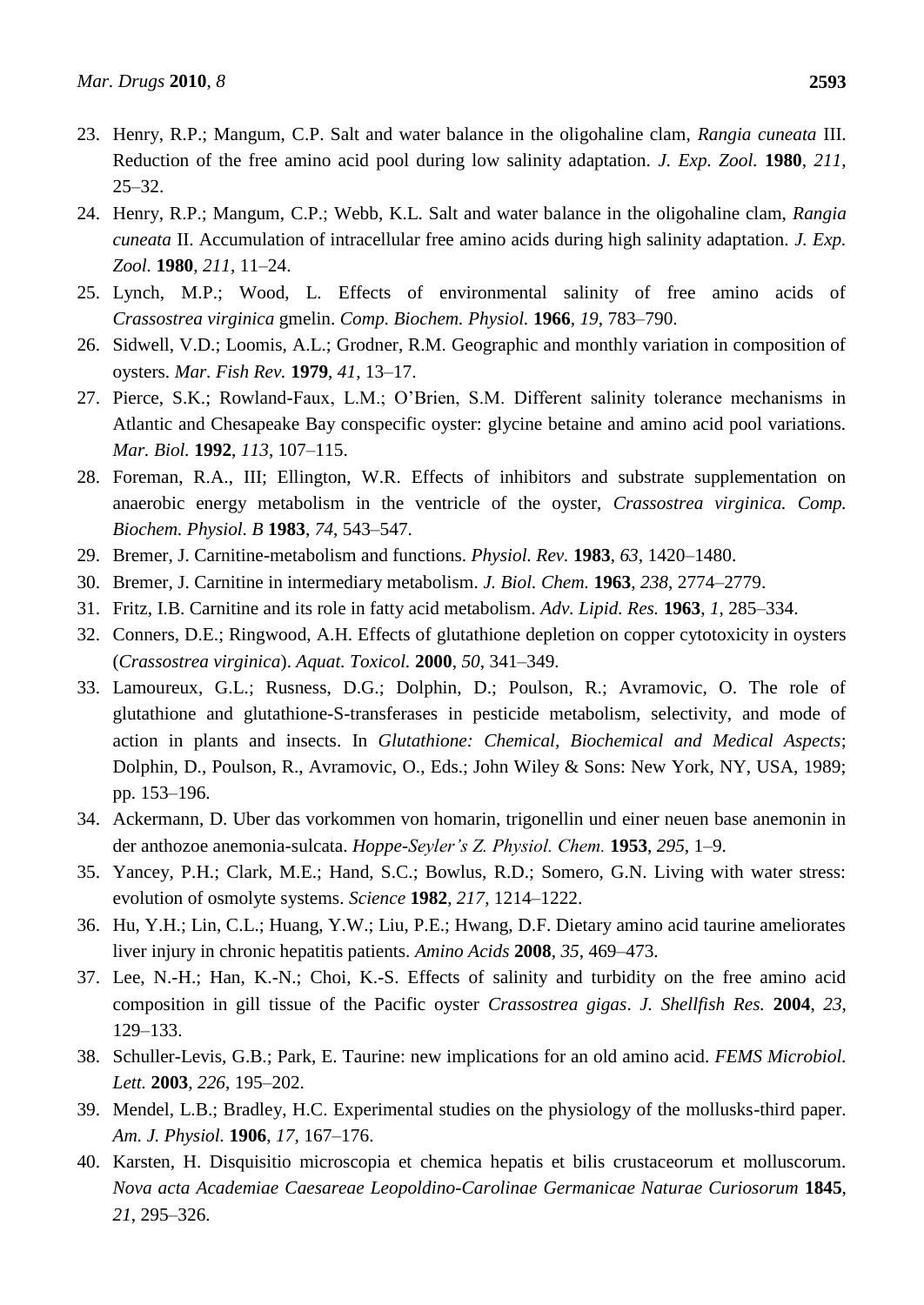23. Henry, R.P.; Mangum, C.P. Salt and water balance in the oligohaline clam, *Rangia cuneata* III. Reduction of the free amino acid pool during low salinity adaptation. *J. Exp. Zool.* **1980**, *211*, 25–32.
24. Henry, R.P.; Mangum, C.P.; Webb, K.L. Salt and water balance in the oligohaline clam, *Rangia cuneata* II. Accumulation of intracellular free amino acids during high salinity adaptation. *J. Exp. Zool.* **1980**, *211*, 11–24.
25. Lynch, M.P.; Wood, L. Effects of environmental salinity of free amino acids of *Crassostrea virginica* gmelin. *Comp. Biochem. Physiol.* **1966**, *19*, 783–790.
26. Sidwell, V.D.; Loomis, A.L.; Grodner, R.M. Geographic and monthly variation in composition of oysters. *Mar. Fish Rev.* **1979**, *41*, 13–17.
27. Pierce, S.K.; Rowland-Faux, L.M.; O'Brien, S.M. Different salinity tolerance mechanisms in Atlantic and Chesapeake Bay conspecific oyster: glycine betaine and amino acid pool variations. *Mar. Biol.* **1992**, *113*, 107–115.
28. Foreman, R.A., III; Ellington, W.R. Effects of inhibitors and substrate supplementation on anaerobic energy metabolism in the ventricle of the oyster, *Crassostrea virginica. Comp. Biochem. Physiol. B* **1983**, *74*, 543–547.
29. Bremer, J. Carnitine-metabolism and functions. *Physiol. Rev.* **1983**, *63*, 1420–1480.
30. Bremer, J. Carnitine in intermediary metabolism. *J. Biol. Chem.* **1963**, *238*, 2774–2779.
31. Fritz, I.B. Carnitine and its role in fatty acid metabolism. *Adv. Lipid. Res.* **1963**, *1*, 285–334.
32. Conners, D.E.; Ringwood, A.H. Effects of glutathione depletion on copper cytotoxicity in oysters (*Crassostrea virginica*). *Aquat. Toxicol.* **2000**, *50*, 341–349.
33. Lamoureux, G.L.; Rusness, D.G.; Dolphin, D.; Poulson, R.; Avramovic, O. The role of glutathione and glutathione-S-transferases in pesticide metabolism, selectivity, and mode of action in plants and insects. In *Glutathione: Chemical, Biochemical and Medical Aspects*; Dolphin, D., Poulson, R., Avramovic, O., Eds.; John Wiley & Sons: New York, NY, USA, 1989; pp. 153–196.
34. Ackermann, D. Uber das vorkommen von homarin, trigonellin und einer neuen base anemonin in der anthozoe anemonia-sulcata. *Hoppe-Seyler's Z. Physiol. Chem.* **1953**, *295*, 1–9.
35. Yancey, P.H.; Clark, M.E.; Hand, S.C.; Bowlus, R.D.; Somero, G.N. Living with water stress: evolution of osmolyte systems. *Science* **1982**, *217*, 1214–1222.
36. Hu, Y.H.; Lin, C.L.; Huang, Y.W.; Liu, P.E.; Hwang, D.F. Dietary amino acid taurine ameliorates liver injury in chronic hepatitis patients. *Amino Acids* **2008**, *35*, 469–473.
37. Lee, N.-H.; Han, K.-N.; Choi, K.-S. Effects of salinity and turbidity on the free amino acid composition in gill tissue of the Pacific oyster *Crassostrea gigas*. *J. Shellfish Res.* **2004**, *23*, 129–133.
38. Schuller-Levis, G.B.; Park, E. Taurine: new implications for an old amino acid. *FEMS Microbiol. Lett.* **2003**, *226*, 195–202.
39. Mendel, L.B.; Bradley, H.C. Experimental studies on the physiology of the mollusks-third paper. *Am. J. Physiol.* **1906**, *17*, 167–176.
40. Karsten, H. Disquisitio microscopia et chemica hepatis et bilis crustaceorum et molluscorum. *Nova acta Academiae Caesareae Leopoldino-Carolinae Germanicae Naturae Curiosorum* **1845**, *21*, 295–326.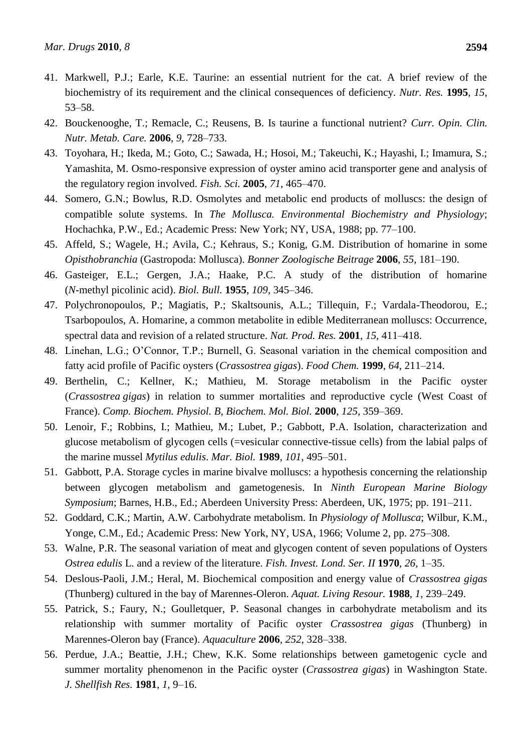41. Markwell, P.J.; Earle, K.E. Taurine: an essential nutrient for the cat. A brief review of the biochemistry of its requirement and the clinical consequences of deficiency. *Nutr. Res.* **1995**, *15*, 53–58.
42. Bouckenooghe, T.; Remacle, C.; Reusens, B. Is taurine a functional nutrient? *Curr. Opin. Clin. Nutr. Metab. Care.* **2006**, *9*, 728–733.
43. Toyohara, H.; Ikeda, M.; Goto, C.; Sawada, H.; Hosoi, M.; Takeuchi, K.; Hayashi, I.; Imamura, S.; Yamashita, M. Osmo-responsive expression of oyster amino acid transporter gene and analysis of the regulatory region involved. *Fish. Sci.* **2005**, *71*, 465–470.
44. Somero, G.N.; Bowlus, R.D. Osmolytes and metabolic end products of molluscs: the design of compatible solute systems. In *The Mollusca. Environmental Biochemistry and Physiology*; Hochachka, P.W., Ed.; Academic Press: New York; NY, USA, 1988; pp. 77–100.
45. Affeld, S.; Wagele, H.; Avila, C.; Kehraus, S.; Konig, G.M. Distribution of homarine in some *Opisthobranchia* (Gastropoda: Mollusca). *Bonner Zoologische Beitrage* **2006**, *55*, 181–190.
46. Gasteiger, E.L.; Gergen, J.A.; Haake, P.C. A study of the distribution of homarine (*N*-methyl picolinic acid). *Biol. Bull.* **1955**, *109*, 345–346.
47. Polychronopoulos, P.; Magiatis, P.; Skaltsounis, A.L.; Tillequin, F.; Vardala-Theodorou, E.; Tsarbopoulos, A. Homarine, a common metabolite in edible Mediterranean molluscs: Occurrence, spectral data and revision of a related structure. *Nat. Prod. Res.* **2001**, *15*, 411–418.
48. Linehan, L.G.; O'Connor, T.P.; Burnell, G. Seasonal variation in the chemical composition and fatty acid profile of Pacific oysters (*Crassostrea gigas*). *Food Chem.* **1999**, *64*, 211–214.
49. Berthelin, C.; Kellner, K.; Mathieu, M. Storage metabolism in the Pacific oyster (*Crassostrea gigas*) in relation to summer mortalities and reproductive cycle (West Coast of France). *Comp. Biochem. Physiol. B, Biochem. Mol. Biol.* **2000**, *125*, 359–369.
50. Lenoir, F.; Robbins, I.; Mathieu, M.; Lubet, P.; Gabbott, P.A. Isolation, characterization and glucose metabolism of glycogen cells (=vesicular connective-tissue cells) from the labial palps of the marine mussel *Mytilus edulis*. *Mar. Biol.* **1989**, *101*, 495–501.
51. Gabbott, P.A. Storage cycles in marine bivalve molluscs: a hypothesis concerning the relationship between glycogen metabolism and gametogenesis. In *Ninth European Marine Biology Symposium*; Barnes, H.B., Ed.; Aberdeen University Press: Aberdeen, UK, 1975; pp. 191–211.
52. Goddard, C.K.; Martin, A.W. Carbohydrate metabolism. In *Physiology of Mollusca*; Wilbur, K.M., Yonge, C.M., Ed.; Academic Press: New York, NY, USA, 1966; Volume 2, pp. 275–308.
53. Walne, P.R. The seasonal variation of meat and glycogen content of seven populations of Oysters *Ostrea edulis* L. and a review of the literature. *Fish. Invest. Lond. Ser. II* **1970**, *26*, 1–35.
54. Deslous-Paoli, J.M.; Heral, M. Biochemical composition and energy value of *Crassostrea gigas* (Thunberg) cultured in the bay of Marennes-Oleron. *Aquat. Living Resour.* **1988**, *1*, 239–249.
55. Patrick, S.; Faury, N.; Goulletquer, P. Seasonal changes in carbohydrate metabolism and its relationship with summer mortality of Pacific oyster *Crassostrea gigas* (Thunberg) in Marennes-Oleron bay (France). *Aquaculture* **2006**, *252*, 328–338.
56. Perdue, J.A.; Beattie, J.H.; Chew, K.K. Some relationships between gametogenic cycle and summer mortality phenomenon in the Pacific oyster (*Crassostrea gigas*) in Washington State. *J. Shellfish Res.* **1981**, *1*, 9–16.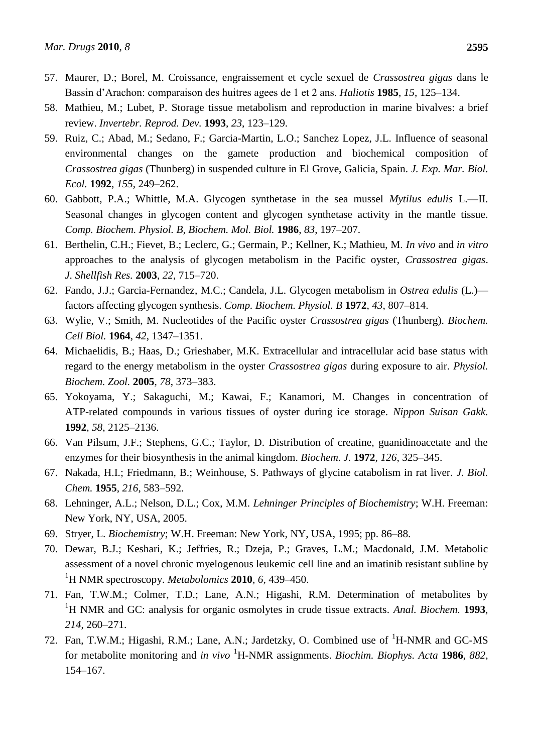57. Maurer, D.; Borel, M. Croissance, engraissement et cycle sexuel de *Crassostrea gigas* dans le Bassin d'Arachon: comparaison des huitres agees de 1 et 2 ans. *Haliotis* **1985**, *15*, 125–134.
58. Mathieu, M.; Lubet, P. Storage tissue metabolism and reproduction in marine bivalves: a brief review. *Invertebr. Reprod. Dev.* **1993**, *23*, 123–129.
59. Ruiz, C.; Abad, M.; Sedano, F.; Garcia-Martin, L.O.; Sanchez Lopez, J.L. Influence of seasonal environmental changes on the gamete production and biochemical composition of *Crassostrea gigas* (Thunberg) in suspended culture in El Grove, Galicia, Spain. *J. Exp. Mar. Biol. Ecol.* **1992**, *155*, 249–262.
60. Gabbott, P.A.; Whittle, M.A. Glycogen synthetase in the sea mussel *Mytilus edulis* L.—II. Seasonal changes in glycogen content and glycogen synthetase activity in the mantle tissue. *Comp. Biochem. Physiol. B, Biochem. Mol. Biol.* **1986**, *83*, 197–207.
61. Berthelin, C.H.; Fievet, B.; Leclerc, G.; Germain, P.; Kellner, K.; Mathieu, M. *In vivo* and *in vitro* approaches to the analysis of glycogen metabolism in the Pacific oyster, *Crassostrea gigas*. *J. Shellfish Res.* **2003**, *22*, 715–720.
62. Fando, J.J.; Garcia-Fernandez, M.C.; Candela, J.L. Glycogen metabolism in *Ostrea edulis* (L.)—factors affecting glycogen synthesis. *Comp. Biochem. Physiol. B* **1972**, *43*, 807–814.
63. Wylie, V.; Smith, M. Nucleotides of the Pacific oyster *Crassostrea gigas* (Thunberg). *Biochem. Cell Biol.* **1964**, *42*, 1347–1351.
64. Michaelidis, B.; Haas, D.; Grieshaber, M.K. Extracellular and intracellular acid base status with regard to the energy metabolism in the oyster *Crassostrea gigas* during exposure to air. *Physiol. Biochem. Zool.* **2005**, *78*, 373–383.
65. Yokoyama, Y.; Sakaguchi, M.; Kawai, F.; Kanamori, M. Changes in concentration of ATP-related compounds in various tissues of oyster during ice storage. *Nippon Suisan Gakk.* **1992**, *58*, 2125–2136.
66. Van Pilsum, J.F.; Stephens, G.C.; Taylor, D. Distribution of creatine, guanidinoacetate and the enzymes for their biosynthesis in the animal kingdom. *Biochem. J.* **1972**, *126*, 325–345.
67. Nakada, H.I.; Friedmann, B.; Weinhouse, S. Pathways of glycine catabolism in rat liver. *J. Biol. Chem.* **1955**, *216*, 583–592.
68. Lehninger, A.L.; Nelson, D.L.; Cox, M.M. *Lehninger Principles of Biochemistry*; W.H. Freeman: New York, NY, USA, 2005.
69. Stryer, L. *Biochemistry*; W.H. Freeman: New York, NY, USA, 1995; pp. 86–88.
70. Dewar, B.J.; Keshari, K.; Jeffries, R.; Dzeja, P.; Graves, L.M.; Macdonald, J.M. Metabolic assessment of a novel chronic myelogenous leukemic cell line and an imatinib resistant subline by $^{1}$H NMR spectroscopy. *Metabolomics* **2010**, *6*, 439–450.
71. Fan, T.W.M.; Colmer, T.D.; Lane, A.N.; Higashi, R.M. Determination of metabolites by $^{1}$H NMR and GC: analysis for organic osmolytes in crude tissue extracts. *Anal. Biochem.* **1993**, *214*, 260–271.
72. Fan, T.W.M.; Higashi, R.M.; Lane, A.N.; Jardetzky, O. Combined use of $^{1}$H-NMR and GC-MS for metabolite monitoring and *in vivo* $^{1}$H-NMR assignments. *Biochim. Biophys. Acta* **1986**, *882*, 154–167.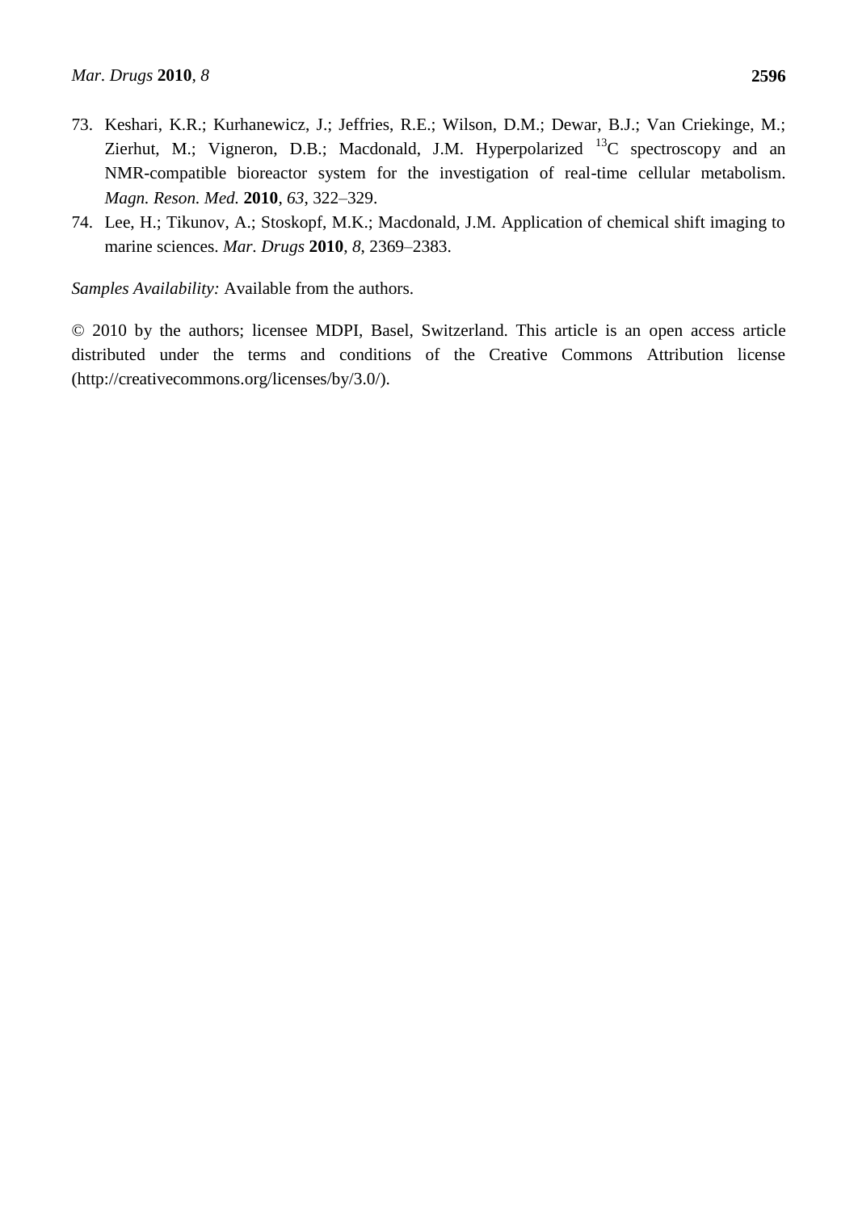73. Keshari, K.R.; Kurhanewicz, J.; Jeffries, R.E.; Wilson, D.M.; Dewar, B.J.; Van Criekinge, M.; Zierhut, M.; Vigneron, D.B.; Macdonald, J.M. Hyperpolarized $^{13}$C spectroscopy and an NMR-compatible bioreactor system for the investigation of real-time cellular metabolism. *Magn. Reson. Med.* **2010**, *63*, 322–329.
74. Lee, H.; Tikunov, A.; Stoskopf, M.K.; Macdonald, J.M. Application of chemical shift imaging to marine sciences. *Mar. Drugs* **2010**, *8*, 2369–2383.

*Samples Availability:* Available from the authors.

© 2010 by the authors; licensee MDPI, Basel, Switzerland. This article is an open access article distributed under the terms and conditions of the Creative Commons Attribution license (http://creativecommons.org/licenses/by/3.0/).